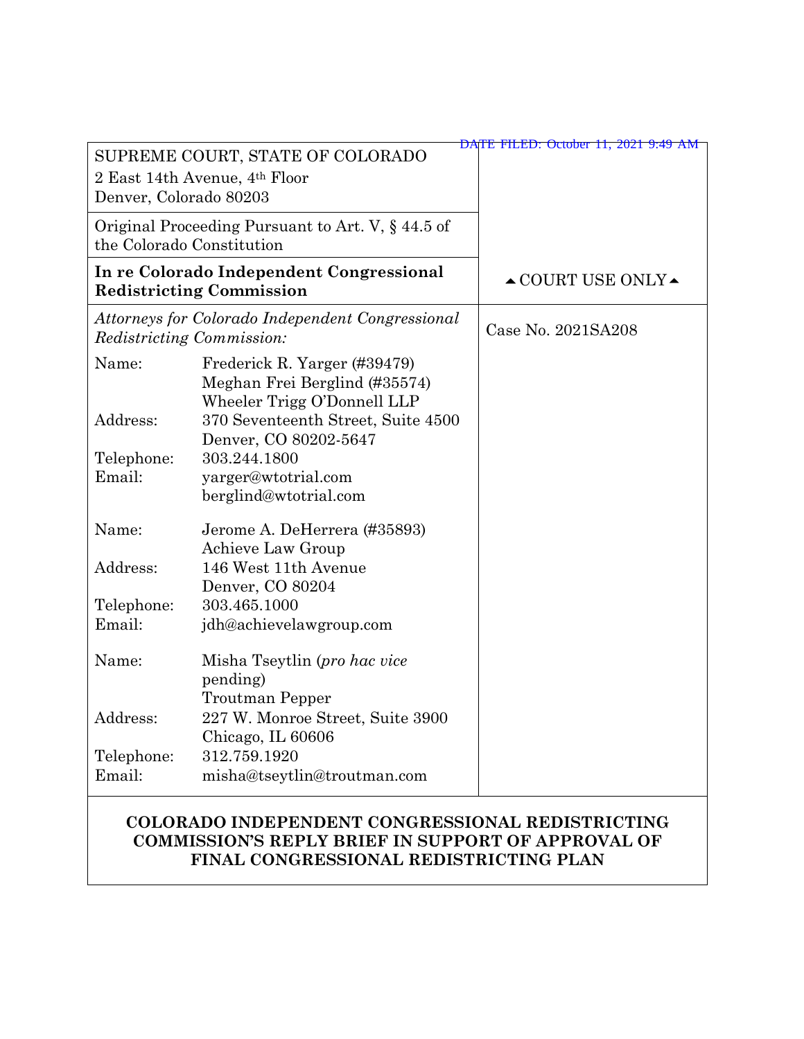DATE FILED: October 11, 2021 9:49 AM

| | |
|---|---|
| SUPREME COURT, STATE OF COLORADO<br>2 East 14th Avenue, 4th Floor<br>Denver, Colorado 80203 | |
| Original Proceeding Pursuant to Art. V, § 44.5 of the Colorado Constitution | |
| **In re Colorado Independent Congressional Redistricting Commission** | ▲ COURT USE ONLY ▲ |
| *Attorneys for Colorado Independent Congressional Redistricting Commission:*<br><br>Name: Frederick R. Yarger (#39479)<br>Meghan Frei Berglind (#35574)<br>Wheeler Trigg O'Donnell LLP<br>Address: 370 Seventeenth Street, Suite 4500<br>Denver, CO 80202-5647<br>Telephone: 303.244.1800<br>Email: yarger@wtotrial.com<br>berglind@wtotrial.com<br><br>Name: Jerome A. DeHerrera (#35893)<br>Achieve Law Group<br>Address: 146 West 11th Avenue<br>Denver, CO 80204<br>Telephone: 303.465.1000<br>Email: jdh@achievelawgroup.com<br><br>Name: Misha Tseytlin (*pro hac vice* pending)<br>Troutman Pepper<br>Address: 227 W. Monroe Street, Suite 3900<br>Chicago, IL 60606<br>Telephone: 312.759.1920<br>Email: misha@tseytlin@troutman.com | Case No. 2021SA208 |

**COLORADO INDEPENDENT CONGRESSIONAL REDISTRICTING COMMISSION'S REPLY BRIEF IN SUPPORT OF APPROVAL OF FINAL CONGRESSIONAL REDISTRICTING PLAN**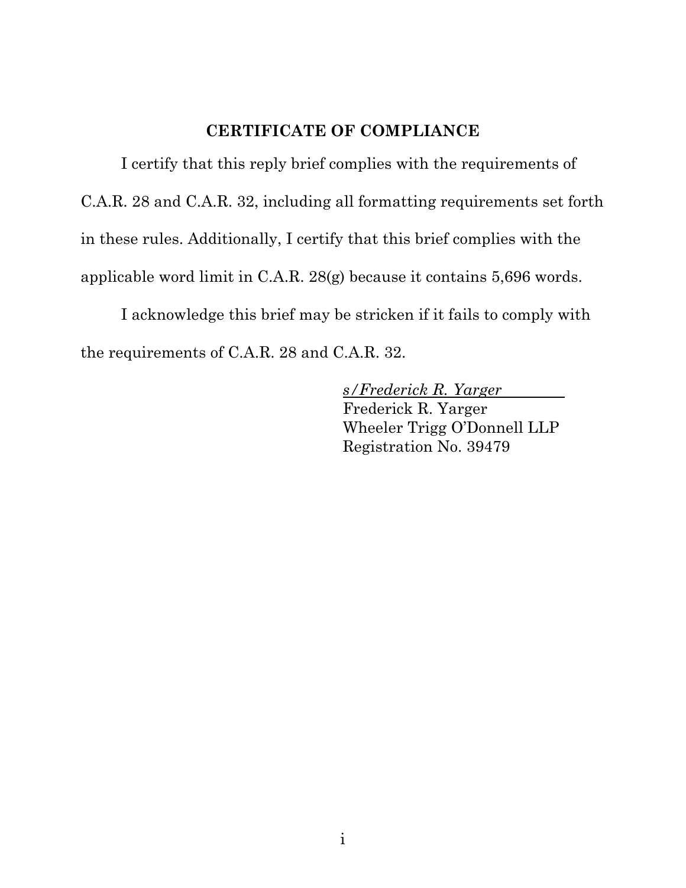**CERTIFICATE OF COMPLIANCE**

I certify that this reply brief complies with the requirements of C.A.R. 28 and C.A.R. 32, including all formatting requirements set forth in these rules. Additionally, I certify that this brief complies with the applicable word limit in C.A.R. 28(g) because it contains 5,696 words.

I acknowledge this brief may be stricken if it fails to comply with the requirements of C.A.R. 28 and C.A.R. 32.

*s/Frederick R. Yarger*
Frederick R. Yarger
Wheeler Trigg O'Donnell LLP
Registration No. 39479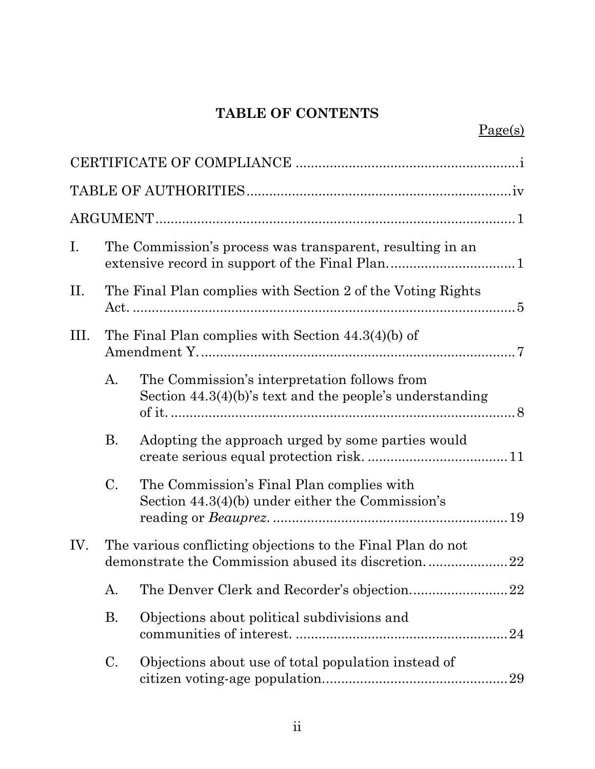# TABLE OF CONTENTS

| | Page(s) |
|---|---|
| CERTIFICATE OF COMPLIANCE | i |
| TABLE OF AUTHORITIES | iv |
| ARGUMENT | 1 |
| I. The Commission's process was transparent, resulting in an extensive record in support of the Final Plan. | 1 |
| II. The Final Plan complies with Section 2 of the Voting Rights Act. | 5 |
| III. The Final Plan complies with Section 44.3(4)(b) of Amendment Y. | 7 |
| A. The Commission's interpretation follows from Section 44.3(4)(b)'s text and the people's understanding of it. | 8 |
| B. Adopting the approach urged by some parties would create serious equal protection risk. | 11 |
| C. The Commission's Final Plan complies with Section 44.3(4)(b) under either the Commission's reading or *Beauprez*. | 19 |
| IV. The various conflicting objections to the Final Plan do not demonstrate the Commission abused its discretion. | 22 |
| A. The Denver Clerk and Recorder's objection. | 22 |
| B. Objections about political subdivisions and communities of interest. | 24 |
| C. Objections about use of total population instead of citizen voting-age population. | 29 |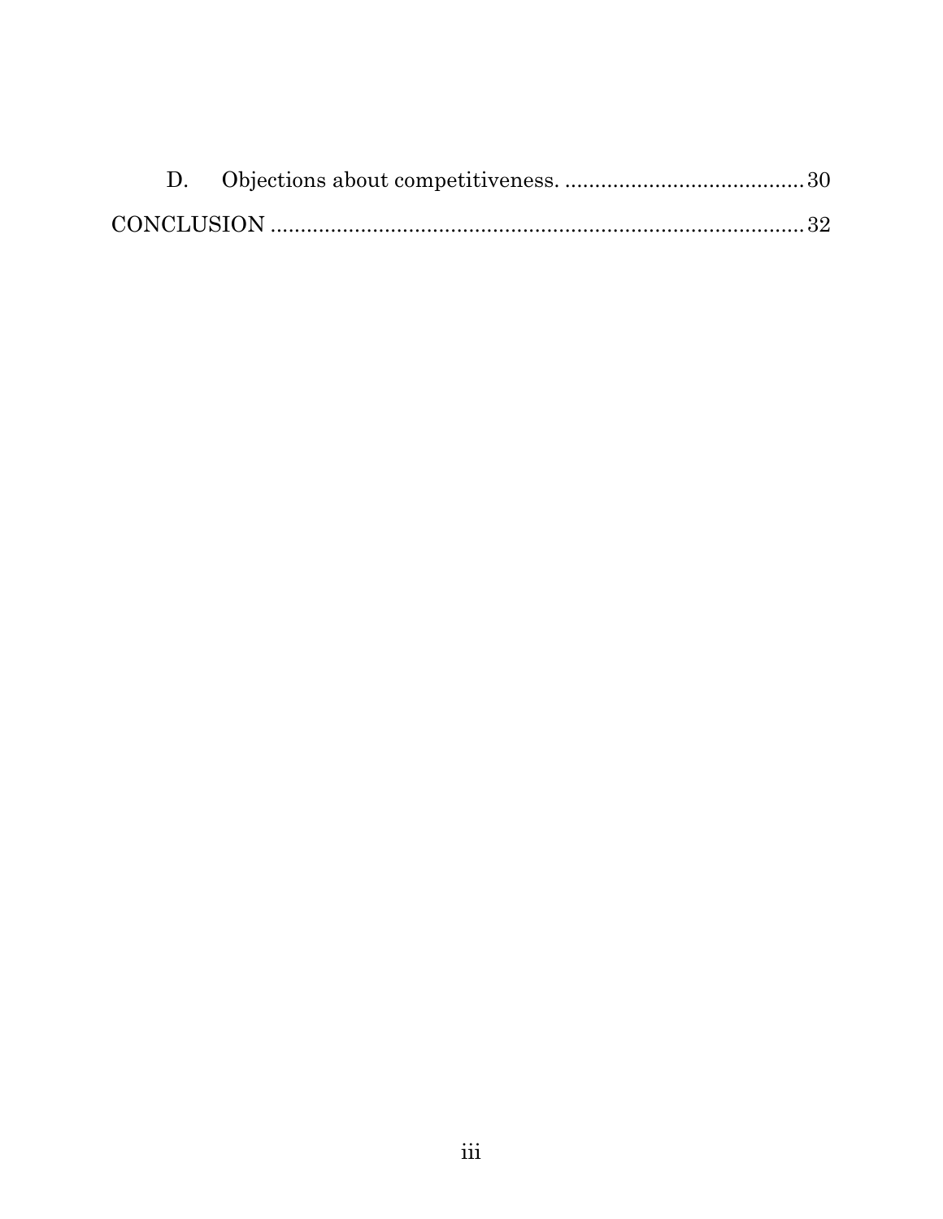D. Objections about competitiveness. .......................................... 30

CONCLUSION .......................................................................................... 32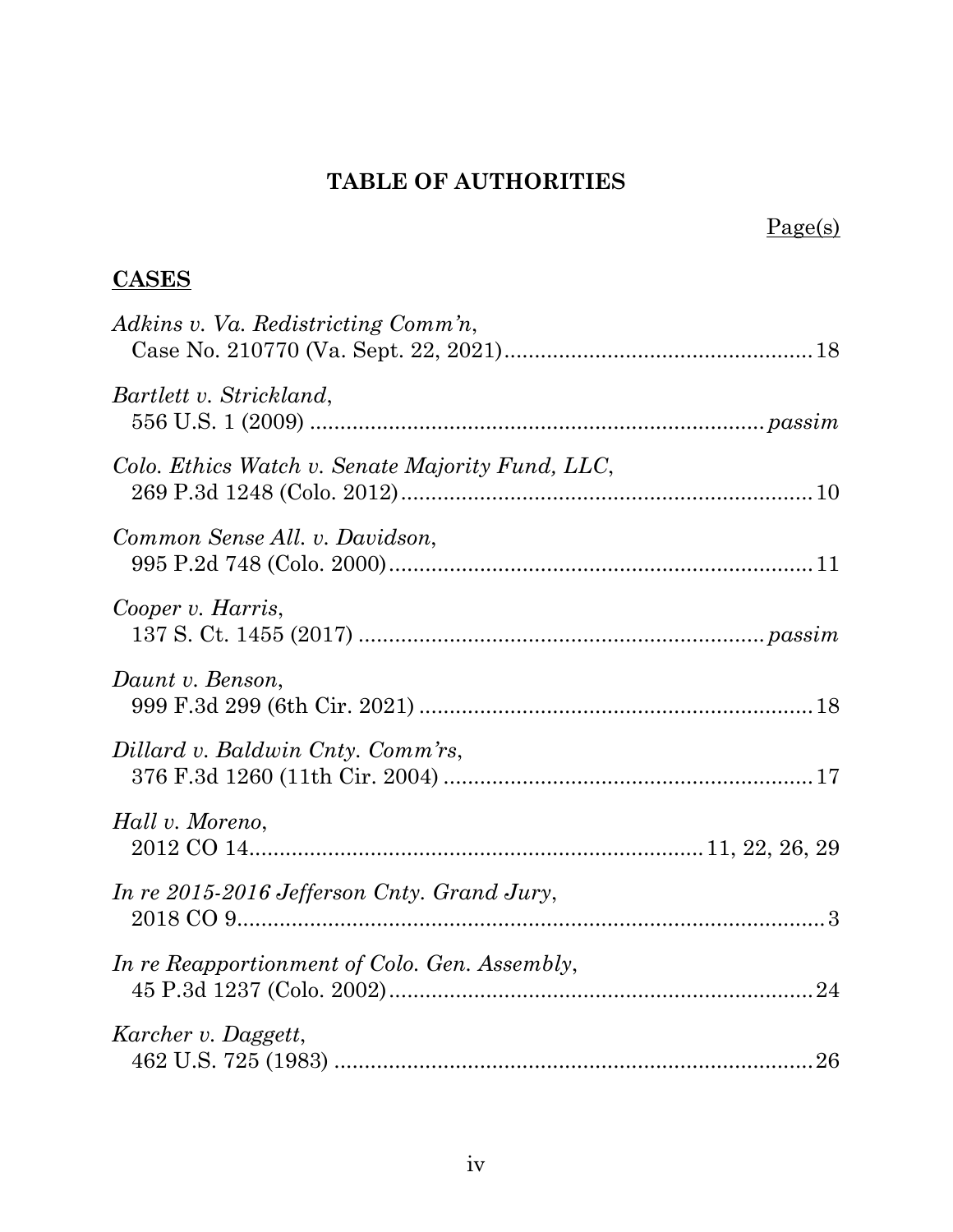## TABLE OF AUTHORITIES

Page(s)

**CASES**

*Adkins v. Va. Redistricting Comm'n*,
Case No. 210770 (Va. Sept. 22, 2021) .................................................. 18

*Bartlett v. Strickland*,
556 U.S. 1 (2009) ........................................................................ *passim*

*Colo. Ethics Watch v. Senate Majority Fund, LLC*,
269 P.3d 1248 (Colo. 2012) .................................................................. 10

*Common Sense All. v. Davidson*,
995 P.2d 748 (Colo. 2000) .................................................................... 11

*Cooper v. Harris*,
137 S. Ct. 1455 (2017) ................................................................ *passim*

*Daunt v. Benson*,
999 F.3d 299 (6th Cir. 2021) ................................................................ 18

*Dillard v. Baldwin Cnty. Comm'rs*,
376 F.3d 1260 (11th Cir. 2004) ............................................................ 17

*Hall v. Moreno*,
2012 CO 14 ........................................................................ 11, 22, 26, 29

*In re 2015-2016 Jefferson Cnty. Grand Jury*,
2018 CO 9 ................................................................................................ 3

*In re Reapportionment of Colo. Gen. Assembly*,
45 P.3d 1237 (Colo. 2002) .................................................................... 24

*Karcher v. Daggett*,
462 U.S. 725 (1983) .............................................................................. 26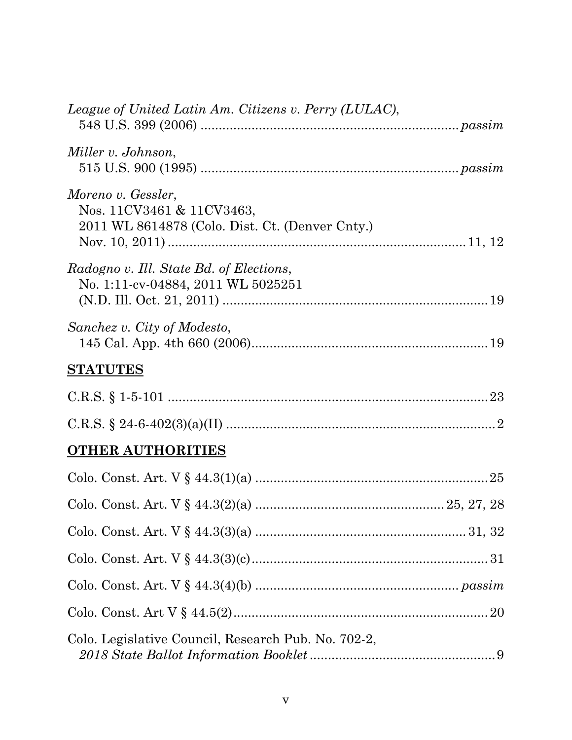*League of United Latin Am. Citizens v. Perry (LULAC)*,
548 U.S. 399 (2006) ....................................................................*passim*

*Miller v. Johnson*,
515 U.S. 900 (1995) ....................................................................*passim*

*Moreno v. Gessler*,
Nos. 11CV3461 & 11CV3463,
2011 WL 8614878 (Colo. Dist. Ct. (Denver Cnty.)
Nov. 10, 2011)..............................................................................11, 12

*Radogno v. Ill. State Bd. of Elections*,
No. 1:11-cv-04884, 2011 WL 5025251
(N.D. Ill. Oct. 21, 2011) .......................................................................19

*Sanchez v. City of Modesto*,
145 Cal. App. 4th 660 (2006)...............................................................19

## STATUTES

C.R.S. § 1-5-101 ......................................................................................23

C.R.S. § 24-6-402(3)(a)(II) ........................................................................2

## OTHER AUTHORITIES

Colo. Const. Art. V § 44.3(1)(a) ..............................................................25

Colo. Const. Art. V § 44.3(2)(a) ..................................................25, 27, 28

Colo. Const. Art. V § 44.3(3)(a) ........................................................31, 32

Colo. Const. Art. V § 44.3(3)(c)...............................................................31

Colo. Const. Art. V § 44.3(4)(b) ......................................................*passim*

Colo. Const. Art V § 44.5(2)....................................................................20

Colo. Legislative Council, Research Pub. No. 702-2,
*2018 State Ballot Information Booklet* ..................................................9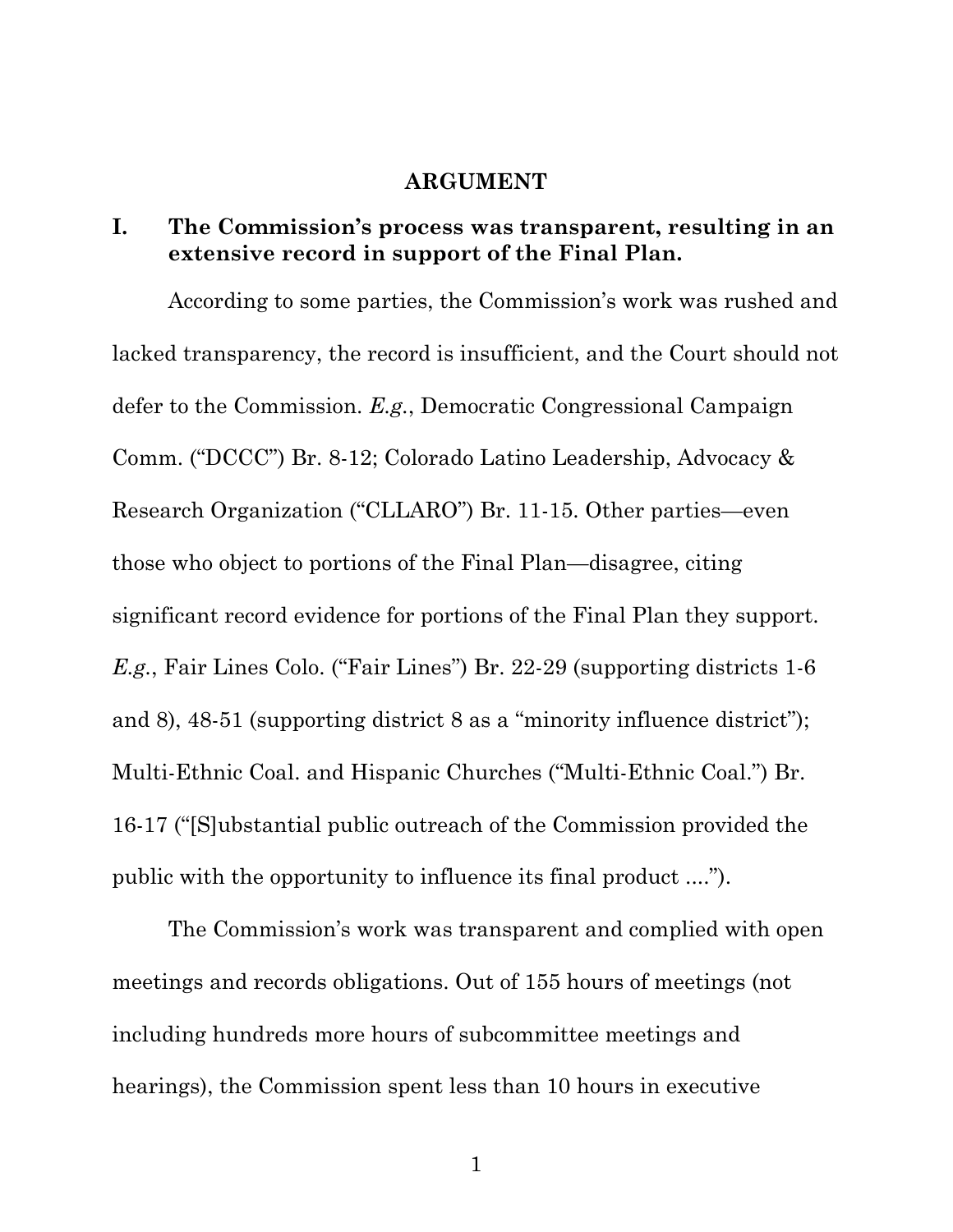## ARGUMENT

### I. The Commission's process was transparent, resulting in an extensive record in support of the Final Plan.

According to some parties, the Commission's work was rushed and lacked transparency, the record is insufficient, and the Court should not defer to the Commission. *E.g.*, Democratic Congressional Campaign Comm. ("DCCC") Br. 8-12; Colorado Latino Leadership, Advocacy & Research Organization ("CLLARO") Br. 11-15. Other parties—even those who object to portions of the Final Plan—disagree, citing significant record evidence for portions of the Final Plan they support. *E.g.*, Fair Lines Colo. ("Fair Lines") Br. 22-29 (supporting districts 1-6 and 8), 48-51 (supporting district 8 as a "minority influence district"); Multi-Ethnic Coal. and Hispanic Churches ("Multi-Ethnic Coal.") Br. 16-17 ("[S]ubstantial public outreach of the Commission provided the public with the opportunity to influence its final product ....").

The Commission's work was transparent and complied with open meetings and records obligations. Out of 155 hours of meetings (not including hundreds more hours of subcommittee meetings and hearings), the Commission spent less than 10 hours in executive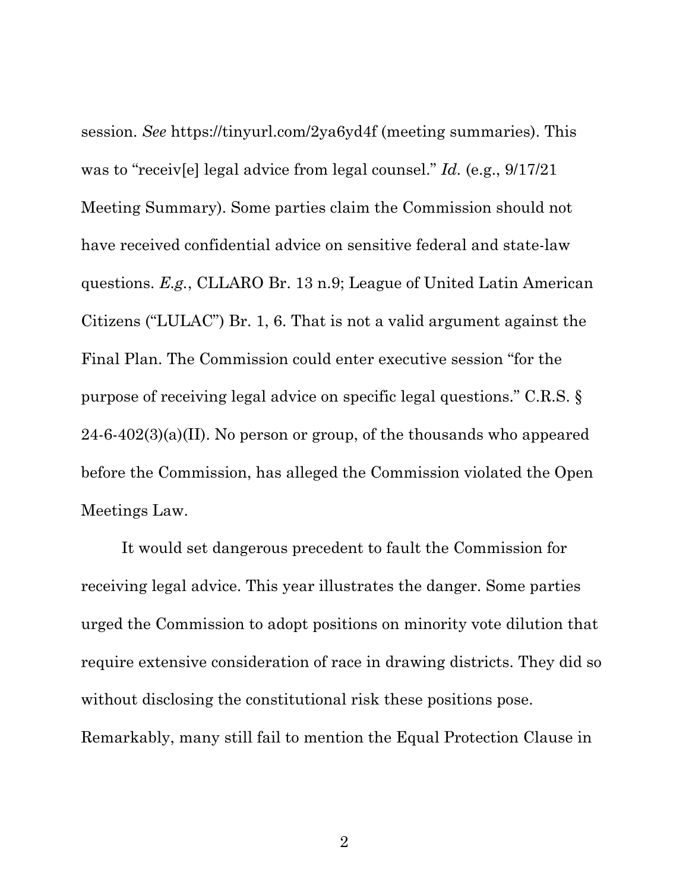session. *See* https://tinyurl.com/2ya6yd4f (meeting summaries). This was to "receiv[e] legal advice from legal counsel." *Id.* (e.g., 9/17/21 Meeting Summary). Some parties claim the Commission should not have received confidential advice on sensitive federal and state-law questions. *E.g.*, CLLARO Br. 13 n.9; League of United Latin American Citizens ("LULAC") Br. 1, 6. That is not a valid argument against the Final Plan. The Commission could enter executive session "for the purpose of receiving legal advice on specific legal questions." C.R.S. § 24-6-402(3)(a)(II). No person or group, of the thousands who appeared before the Commission, has alleged the Commission violated the Open Meetings Law.

It would set dangerous precedent to fault the Commission for receiving legal advice. This year illustrates the danger. Some parties urged the Commission to adopt positions on minority vote dilution that require extensive consideration of race in drawing districts. They did so without disclosing the constitutional risk these positions pose. Remarkably, many still fail to mention the Equal Protection Clause in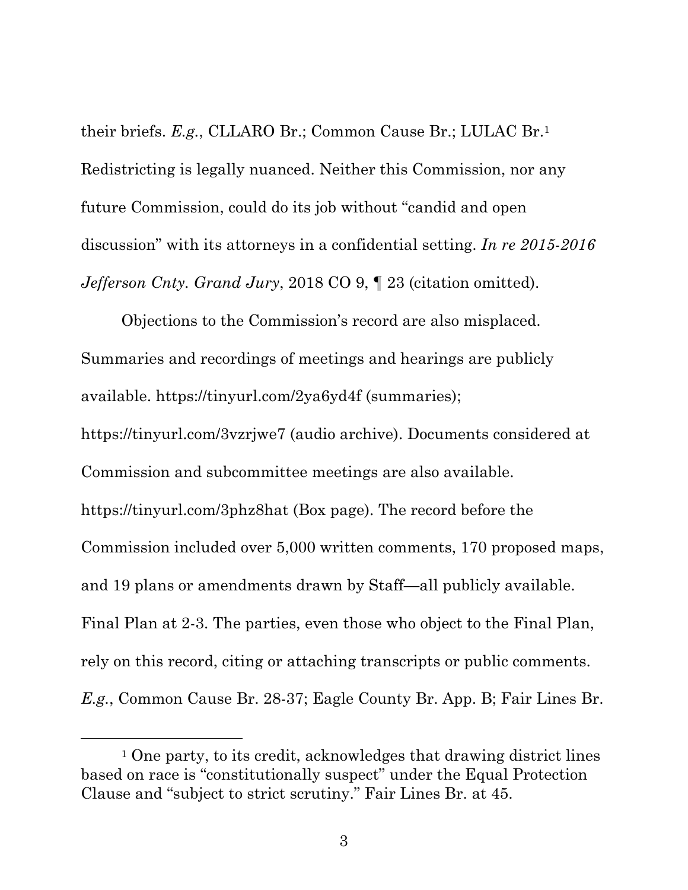their briefs. *E.g.*, CLLARO Br.; Common Cause Br.; LULAC Br.[1] Redistricting is legally nuanced. Neither this Commission, nor any future Commission, could do its job without "candid and open discussion" with its attorneys in a confidential setting. *In re 2015-2016 Jefferson Cnty. Grand Jury*, 2018 CO 9, ¶ 23 (citation omitted).

Objections to the Commission's record are also misplaced. Summaries and recordings of meetings and hearings are publicly available. https://tinyurl.com/2ya6yd4f (summaries); https://tinyurl.com/3vzrjwe7 (audio archive). Documents considered at Commission and subcommittee meetings are also available. https://tinyurl.com/3phz8hat (Box page). The record before the Commission included over 5,000 written comments, 170 proposed maps, and 19 plans or amendments drawn by Staff—all publicly available. Final Plan at 2-3. The parties, even those who object to the Final Plan, rely on this record, citing or attaching transcripts or public comments. *E.g.*, Common Cause Br. 28-37; Eagle County Br. App. B; Fair Lines Br.

---

[1] One party, to its credit, acknowledges that drawing district lines based on race is "constitutionally suspect" under the Equal Protection Clause and "subject to strict scrutiny." Fair Lines Br. at 45.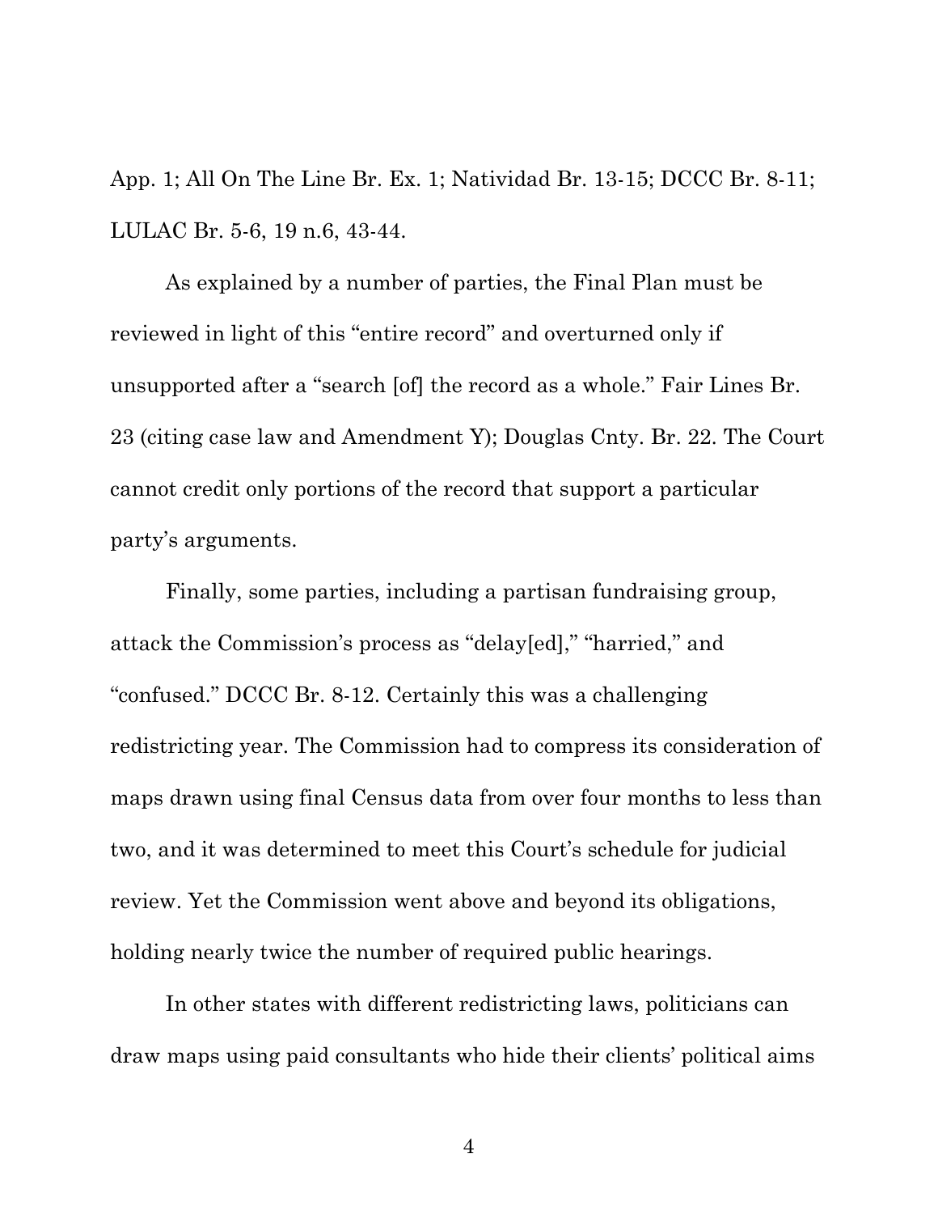App. 1; All On The Line Br. Ex. 1; Natividad Br. 13-15; DCCC Br. 8-11; LULAC Br. 5-6, 19 n.6, 43-44.

As explained by a number of parties, the Final Plan must be reviewed in light of this "entire record" and overturned only if unsupported after a "search [of] the record as a whole." Fair Lines Br. 23 (citing case law and Amendment Y); Douglas Cnty. Br. 22. The Court cannot credit only portions of the record that support a particular party's arguments.

Finally, some parties, including a partisan fundraising group, attack the Commission's process as "delay[ed]," "harried," and "confused." DCCC Br. 8-12. Certainly this was a challenging redistricting year. The Commission had to compress its consideration of maps drawn using final Census data from over four months to less than two, and it was determined to meet this Court's schedule for judicial review. Yet the Commission went above and beyond its obligations, holding nearly twice the number of required public hearings.

In other states with different redistricting laws, politicians can draw maps using paid consultants who hide their clients' political aims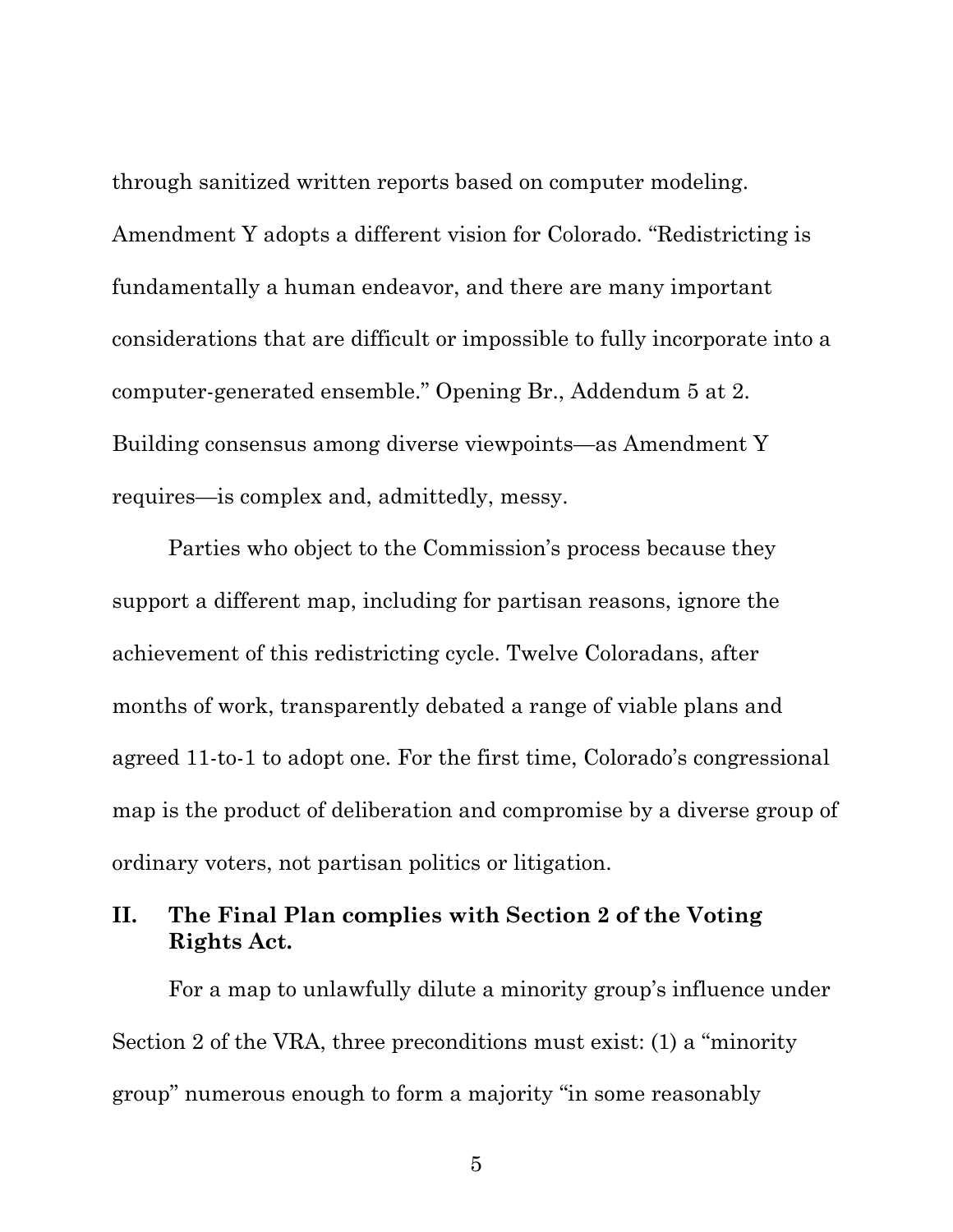through sanitized written reports based on computer modeling. Amendment Y adopts a different vision for Colorado. "Redistricting is fundamentally a human endeavor, and there are many important considerations that are difficult or impossible to fully incorporate into a computer-generated ensemble." Opening Br., Addendum 5 at 2. Building consensus among diverse viewpoints—as Amendment Y requires—is complex and, admittedly, messy.

Parties who object to the Commission's process because they support a different map, including for partisan reasons, ignore the achievement of this redistricting cycle. Twelve Coloradans, after months of work, transparently debated a range of viable plans and agreed 11-to-1 to adopt one. For the first time, Colorado's congressional map is the product of deliberation and compromise by a diverse group of ordinary voters, not partisan politics or litigation.

## II. The Final Plan complies with Section 2 of the Voting Rights Act.

For a map to unlawfully dilute a minority group's influence under Section 2 of the VRA, three preconditions must exist: (1) a "minority group" numerous enough to form a majority "in some reasonably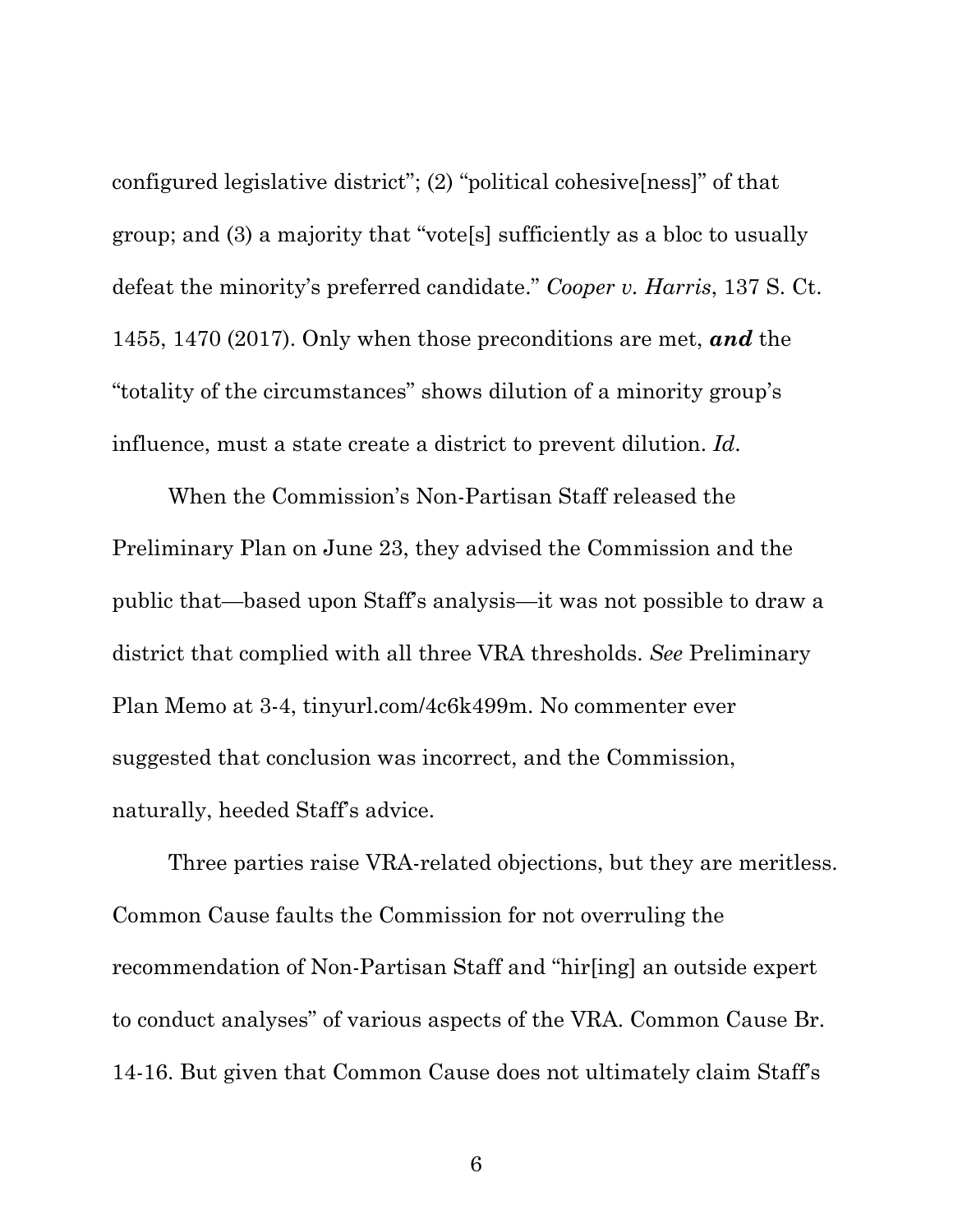configured legislative district"; (2) "political cohesive[ness]" of that group; and (3) a majority that "vote[s] sufficiently as a bloc to usually defeat the minority's preferred candidate." *Cooper v. Harris*, 137 S. Ct. 1455, 1470 (2017). Only when those preconditions are met, ***and*** the "totality of the circumstances" shows dilution of a minority group's influence, must a state create a district to prevent dilution. *Id.*

When the Commission's Non-Partisan Staff released the Preliminary Plan on June 23, they advised the Commission and the public that—based upon Staff's analysis—it was not possible to draw a district that complied with all three VRA thresholds. *See* Preliminary Plan Memo at 3-4, tinyurl.com/4c6k499m. No commenter ever suggested that conclusion was incorrect, and the Commission, naturally, heeded Staff's advice.

Three parties raise VRA-related objections, but they are meritless. Common Cause faults the Commission for not overruling the recommendation of Non-Partisan Staff and "hir[ing] an outside expert to conduct analyses" of various aspects of the VRA. Common Cause Br. 14-16. But given that Common Cause does not ultimately claim Staff's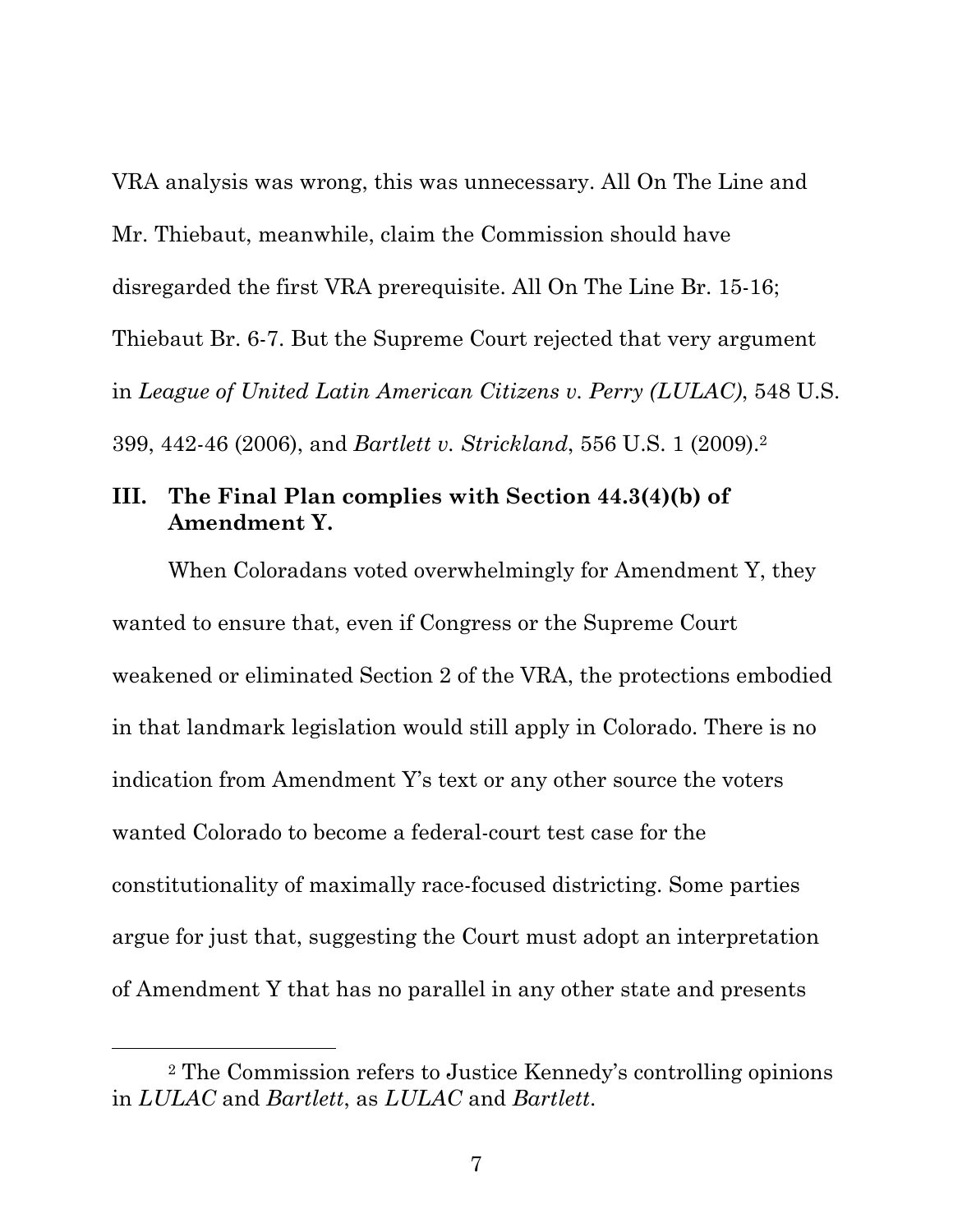VRA analysis was wrong, this was unnecessary. All On The Line and Mr. Thiebaut, meanwhile, claim the Commission should have disregarded the first VRA prerequisite. All On The Line Br. 15-16; Thiebaut Br. 6-7. But the Supreme Court rejected that very argument in *League of United Latin American Citizens v. Perry (LULAC)*, 548 U.S. 399, 442-46 (2006), and *Bartlett v. Strickland*, 556 U.S. 1 (2009).[2]

## III. The Final Plan complies with Section 44.3(4)(b) of Amendment Y.

When Coloradans voted overwhelmingly for Amendment Y, they wanted to ensure that, even if Congress or the Supreme Court weakened or eliminated Section 2 of the VRA, the protections embodied in that landmark legislation would still apply in Colorado. There is no indication from Amendment Y's text or any other source the voters wanted Colorado to become a federal-court test case for the constitutionality of maximally race-focused districting. Some parties argue for just that, suggesting the Court must adopt an interpretation of Amendment Y that has no parallel in any other state and presents

---

[2] The Commission refers to Justice Kennedy's controlling opinions in *LULAC* and *Bartlett*, as *LULAC* and *Bartlett*.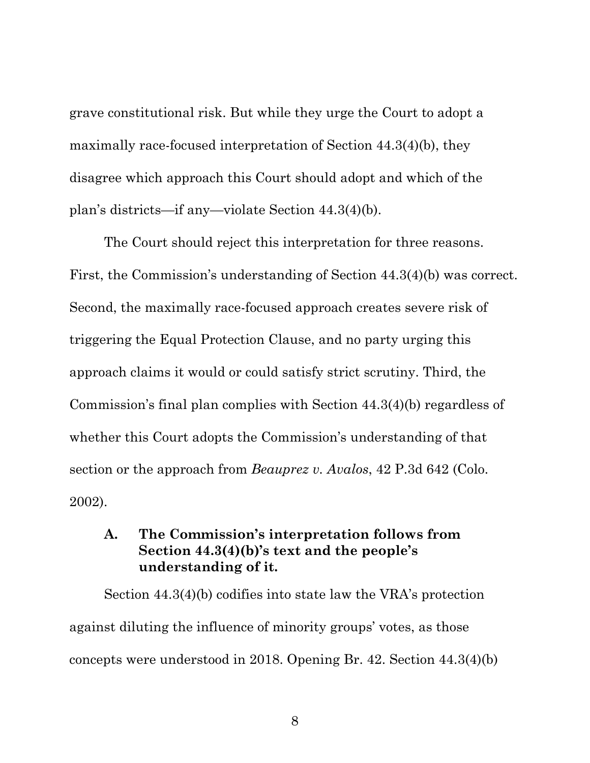grave constitutional risk. But while they urge the Court to adopt a maximally race-focused interpretation of Section 44.3(4)(b), they disagree which approach this Court should adopt and which of the plan's districts—if any—violate Section 44.3(4)(b).

The Court should reject this interpretation for three reasons. First, the Commission's understanding of Section 44.3(4)(b) was correct. Second, the maximally race-focused approach creates severe risk of triggering the Equal Protection Clause, and no party urging this approach claims it would or could satisfy strict scrutiny. Third, the Commission's final plan complies with Section 44.3(4)(b) regardless of whether this Court adopts the Commission's understanding of that section or the approach from *Beauprez v. Avalos*, 42 P.3d 642 (Colo. 2002).

### A. The Commission's interpretation follows from Section 44.3(4)(b)'s text and the people's understanding of it.

Section 44.3(4)(b) codifies into state law the VRA's protection against diluting the influence of minority groups' votes, as those concepts were understood in 2018. Opening Br. 42. Section 44.3(4)(b)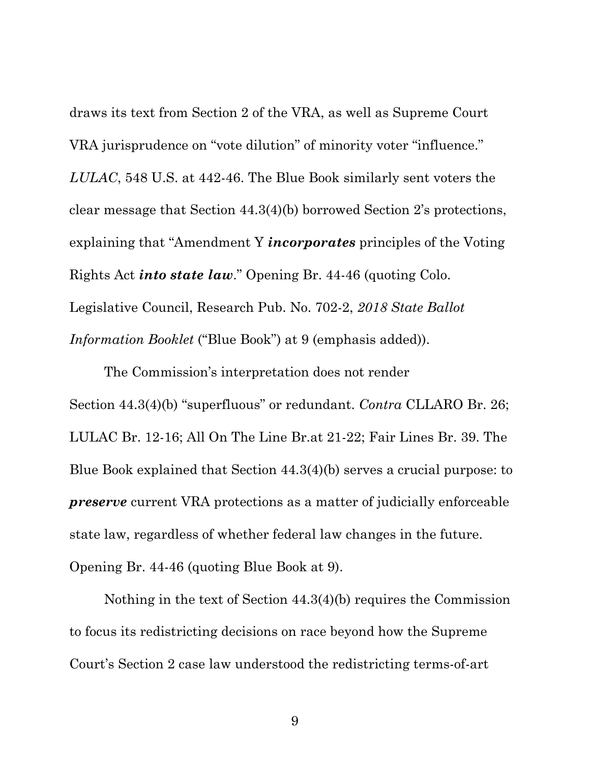draws its text from Section 2 of the VRA, as well as Supreme Court VRA jurisprudence on "vote dilution" of minority voter "influence." *LULAC*, 548 U.S. at 442-46. The Blue Book similarly sent voters the clear message that Section 44.3(4)(b) borrowed Section 2's protections, explaining that "Amendment Y ***incorporates*** principles of the Voting Rights Act ***into state law***." Opening Br. 44-46 (quoting Colo. Legislative Council, Research Pub. No. 702-2, *2018 State Ballot Information Booklet* ("Blue Book") at 9 (emphasis added)).

The Commission's interpretation does not render Section 44.3(4)(b) "superfluous" or redundant. *Contra* CLLARO Br. 26; LULAC Br. 12-16; All On The Line Br.at 21-22; Fair Lines Br. 39. The Blue Book explained that Section 44.3(4)(b) serves a crucial purpose: to ***preserve*** current VRA protections as a matter of judicially enforceable state law, regardless of whether federal law changes in the future. Opening Br. 44-46 (quoting Blue Book at 9).

Nothing in the text of Section 44.3(4)(b) requires the Commission to focus its redistricting decisions on race beyond how the Supreme Court's Section 2 case law understood the redistricting terms-of-art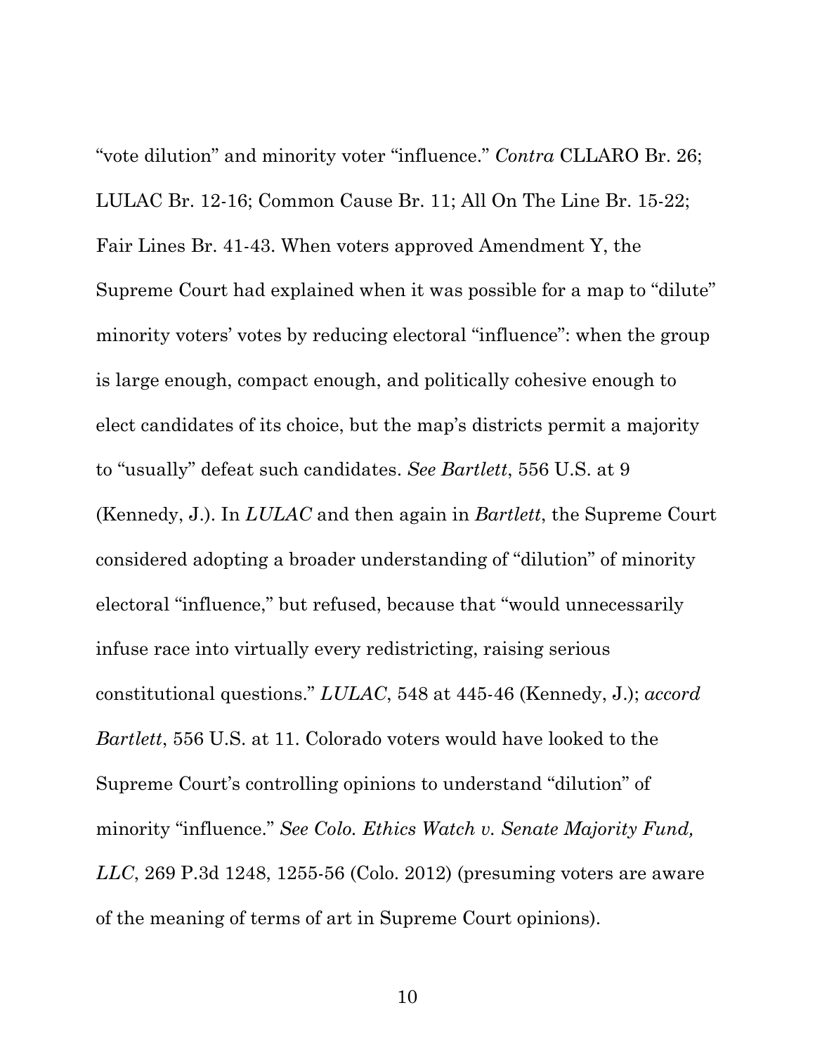"vote dilution" and minority voter "influence." *Contra* CLLARO Br. 26; LULAC Br. 12-16; Common Cause Br. 11; All On The Line Br. 15-22; Fair Lines Br. 41-43. When voters approved Amendment Y, the Supreme Court had explained when it was possible for a map to "dilute" minority voters' votes by reducing electoral "influence": when the group is large enough, compact enough, and politically cohesive enough to elect candidates of its choice, but the map's districts permit a majority to "usually" defeat such candidates. *See Bartlett*, 556 U.S. at 9 (Kennedy, J.). In *LULAC* and then again in *Bartlett*, the Supreme Court considered adopting a broader understanding of "dilution" of minority electoral "influence," but refused, because that "would unnecessarily infuse race into virtually every redistricting, raising serious constitutional questions." *LULAC*, 548 at 445-46 (Kennedy, J.); *accord Bartlett*, 556 U.S. at 11. Colorado voters would have looked to the Supreme Court's controlling opinions to understand "dilution" of minority "influence." *See Colo. Ethics Watch v. Senate Majority Fund, LLC*, 269 P.3d 1248, 1255-56 (Colo. 2012) (presuming voters are aware of the meaning of terms of art in Supreme Court opinions).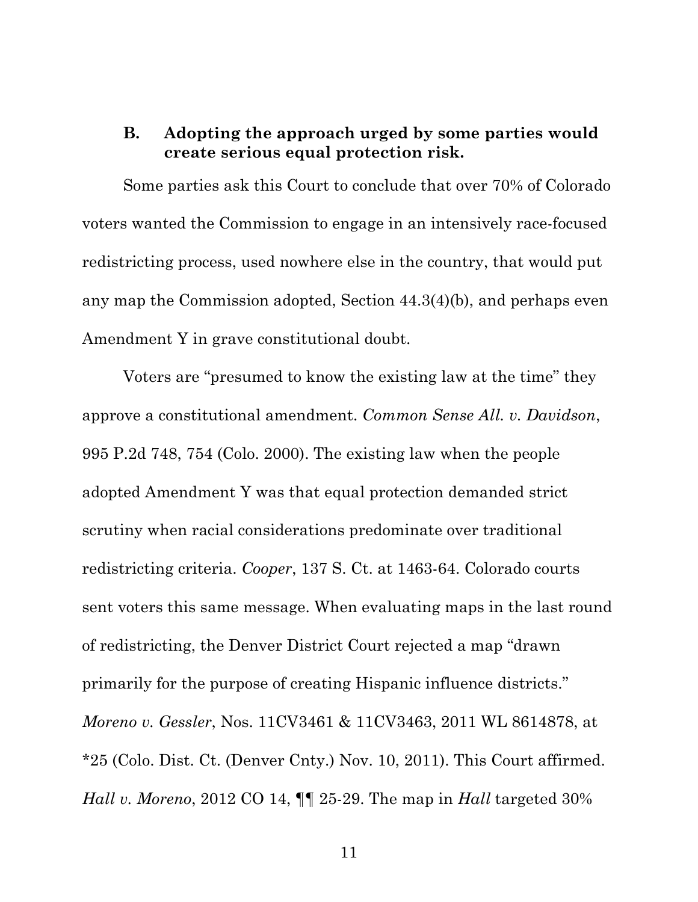### B. Adopting the approach urged by some parties would create serious equal protection risk.

Some parties ask this Court to conclude that over 70% of Colorado voters wanted the Commission to engage in an intensively race-focused redistricting process, used nowhere else in the country, that would put any map the Commission adopted, Section 44.3(4)(b), and perhaps even Amendment Y in grave constitutional doubt.

Voters are "presumed to know the existing law at the time" they approve a constitutional amendment. *Common Sense All. v. Davidson*, 995 P.2d 748, 754 (Colo. 2000). The existing law when the people adopted Amendment Y was that equal protection demanded strict scrutiny when racial considerations predominate over traditional redistricting criteria. *Cooper*, 137 S. Ct. at 1463-64. Colorado courts sent voters this same message. When evaluating maps in the last round of redistricting, the Denver District Court rejected a map "drawn primarily for the purpose of creating Hispanic influence districts." *Moreno v. Gessler*, Nos. 11CV3461 & 11CV3463, 2011 WL 8614878, at *25 (Colo. Dist. Ct. (Denver Cnty.) Nov. 10, 2011). This Court affirmed. *Hall v. Moreno*, 2012 CO 14, ¶¶ 25-29. The map in *Hall* targeted 30%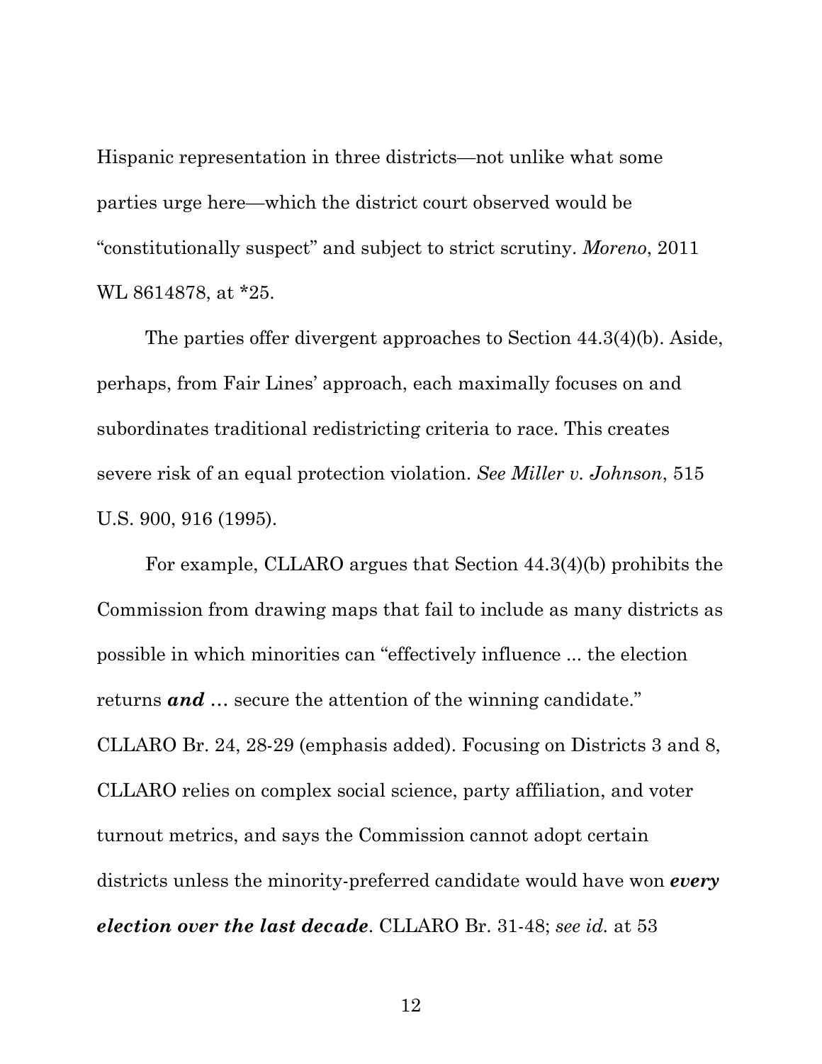Hispanic representation in three districts—not unlike what some parties urge here—which the district court observed would be "constitutionally suspect" and subject to strict scrutiny. *Moreno*, 2011 WL 8614878, at *25.

The parties offer divergent approaches to Section 44.3(4)(b). Aside, perhaps, from Fair Lines' approach, each maximally focuses on and subordinates traditional redistricting criteria to race. This creates severe risk of an equal protection violation. *See Miller v. Johnson*, 515 U.S. 900, 916 (1995).

For example, CLLARO argues that Section 44.3(4)(b) prohibits the Commission from drawing maps that fail to include as many districts as possible in which minorities can "effectively influence ... the election returns ***and*** … secure the attention of the winning candidate." CLLARO Br. 24, 28-29 (emphasis added). Focusing on Districts 3 and 8, CLLARO relies on complex social science, party affiliation, and voter turnout metrics, and says the Commission cannot adopt certain districts unless the minority-preferred candidate would have won ***every election over the last decade***. CLLARO Br. 31-48; *see id.* at 53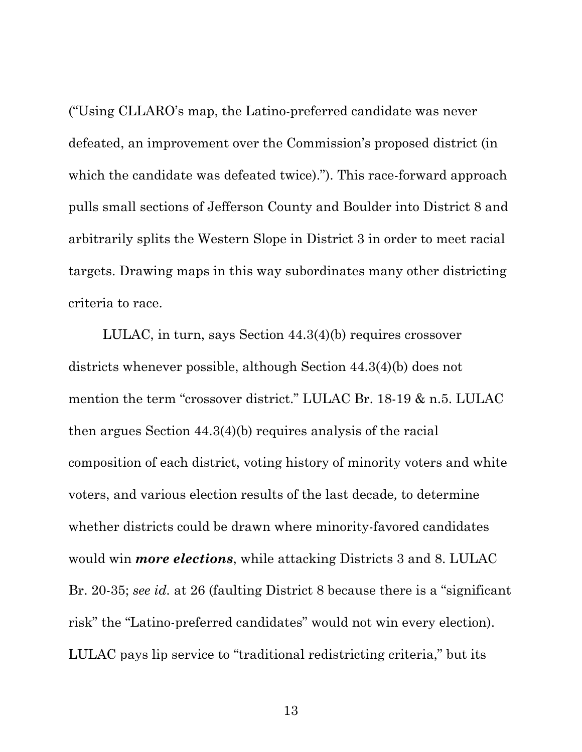("Using CLLARO's map, the Latino-preferred candidate was never defeated, an improvement over the Commission's proposed district (in which the candidate was defeated twice)."). This race-forward approach pulls small sections of Jefferson County and Boulder into District 8 and arbitrarily splits the Western Slope in District 3 in order to meet racial targets. Drawing maps in this way subordinates many other districting criteria to race.

LULAC, in turn, says Section 44.3(4)(b) requires crossover districts whenever possible, although Section 44.3(4)(b) does not mention the term "crossover district." LULAC Br. 18-19 & n.5. LULAC then argues Section 44.3(4)(b) requires analysis of the racial composition of each district, voting history of minority voters and white voters, and various election results of the last decade*,* to determine whether districts could be drawn where minority-favored candidates would win ***more elections***, while attacking Districts 3 and 8. LULAC Br. 20-35; *see id.* at 26 (faulting District 8 because there is a "significant risk" the "Latino-preferred candidates" would not win every election). LULAC pays lip service to "traditional redistricting criteria," but its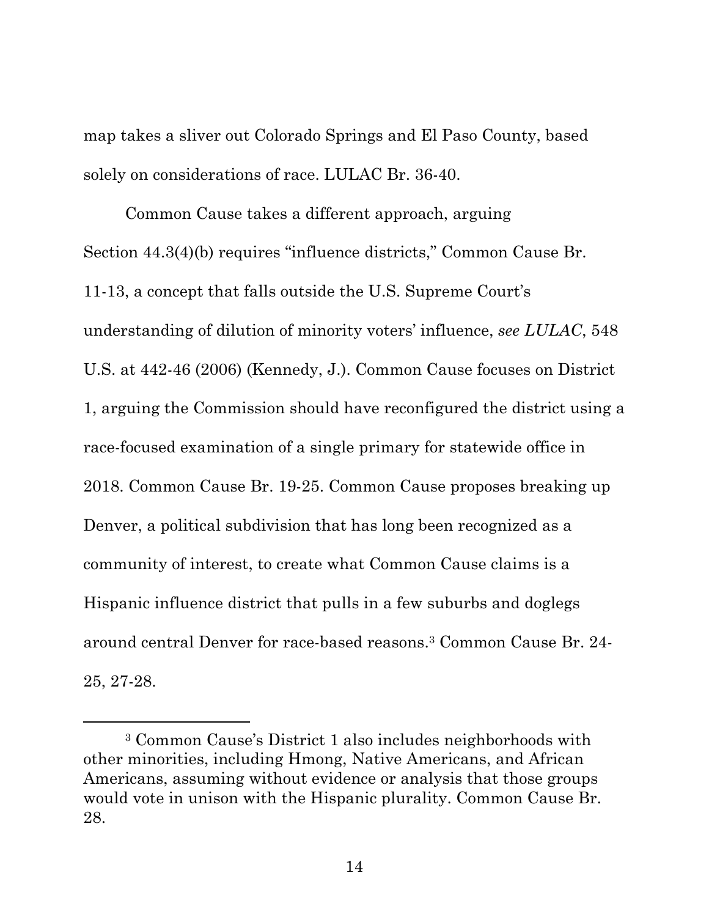map takes a sliver out Colorado Springs and El Paso County, based solely on considerations of race. LULAC Br. 36-40.

Common Cause takes a different approach, arguing Section 44.3(4)(b) requires "influence districts," Common Cause Br. 11-13, a concept that falls outside the U.S. Supreme Court's understanding of dilution of minority voters' influence, *see LULAC*, 548 U.S. at 442-46 (2006) (Kennedy, J.). Common Cause focuses on District 1, arguing the Commission should have reconfigured the district using a race-focused examination of a single primary for statewide office in 2018. Common Cause Br. 19-25. Common Cause proposes breaking up Denver, a political subdivision that has long been recognized as a community of interest, to create what Common Cause claims is a Hispanic influence district that pulls in a few suburbs and doglegs around central Denver for race-based reasons.[3] Common Cause Br. 24-25, 27-28.

---

[3] Common Cause's District 1 also includes neighborhoods with other minorities, including Hmong, Native Americans, and African Americans, assuming without evidence or analysis that those groups would vote in unison with the Hispanic plurality. Common Cause Br. 28.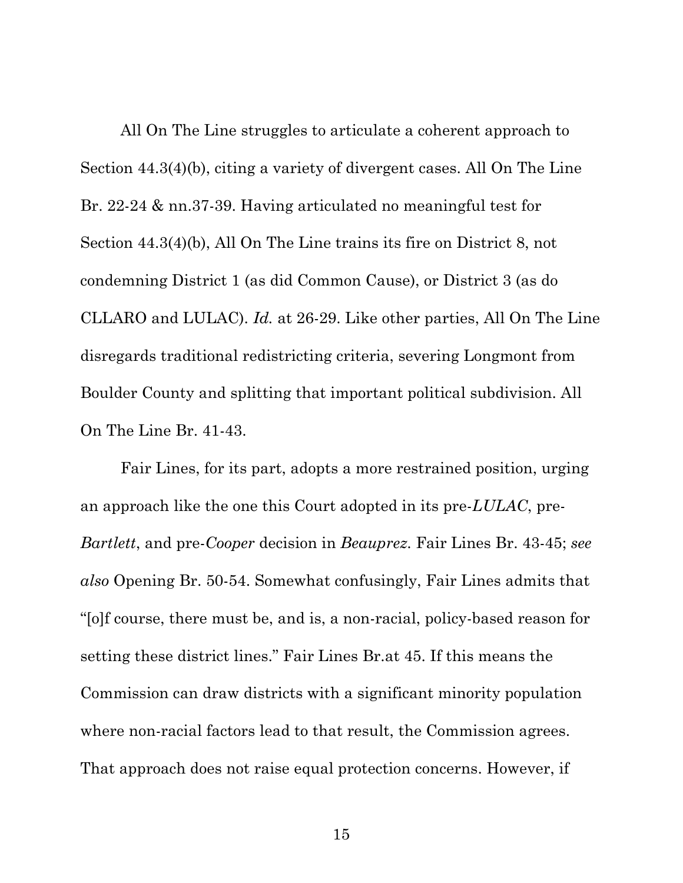All On The Line struggles to articulate a coherent approach to Section 44.3(4)(b), citing a variety of divergent cases. All On The Line Br. 22-24 & nn.37-39. Having articulated no meaningful test for Section 44.3(4)(b), All On The Line trains its fire on District 8, not condemning District 1 (as did Common Cause), or District 3 (as do CLLARO and LULAC). *Id.* at 26-29. Like other parties, All On The Line disregards traditional redistricting criteria, severing Longmont from Boulder County and splitting that important political subdivision. All On The Line Br. 41-43.

Fair Lines, for its part, adopts a more restrained position, urging an approach like the one this Court adopted in its pre-*LULAC*, pre-*Bartlett*, and pre-*Cooper* decision in *Beauprez.* Fair Lines Br. 43-45; *see also* Opening Br. 50-54. Somewhat confusingly, Fair Lines admits that "[o]f course, there must be, and is, a non-racial, policy-based reason for setting these district lines." Fair Lines Br.at 45. If this means the Commission can draw districts with a significant minority population where non-racial factors lead to that result, the Commission agrees. That approach does not raise equal protection concerns. However, if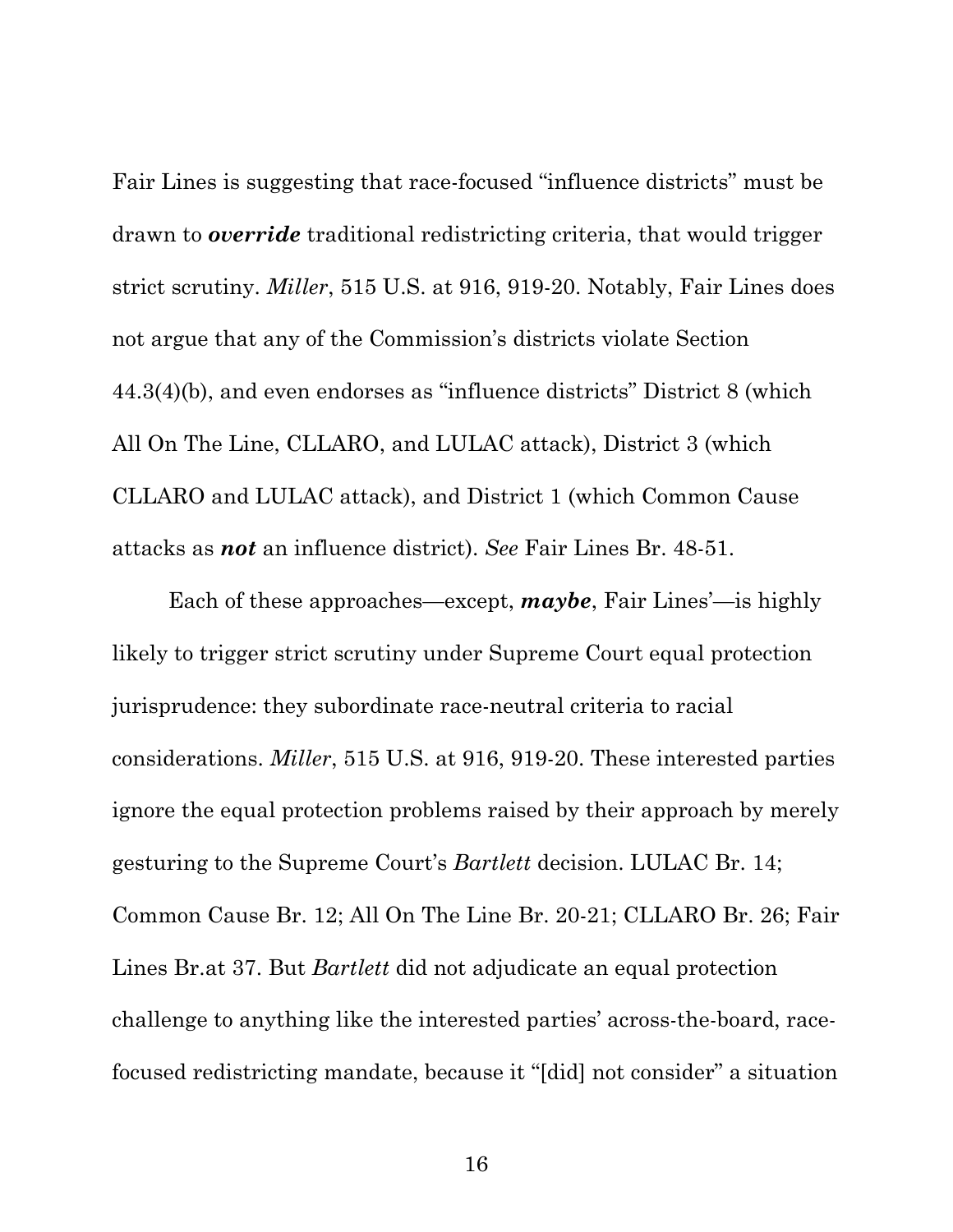Fair Lines is suggesting that race-focused "influence districts" must be drawn to ***override*** traditional redistricting criteria, that would trigger strict scrutiny. *Miller*, 515 U.S. at 916, 919-20. Notably, Fair Lines does not argue that any of the Commission's districts violate Section 44.3(4)(b), and even endorses as "influence districts" District 8 (which All On The Line, CLLARO, and LULAC attack), District 3 (which CLLARO and LULAC attack), and District 1 (which Common Cause attacks as ***not*** an influence district). *See* Fair Lines Br. 48-51.

Each of these approaches—except, ***maybe***, Fair Lines'—is highly likely to trigger strict scrutiny under Supreme Court equal protection jurisprudence: they subordinate race-neutral criteria to racial considerations. *Miller*, 515 U.S. at 916, 919-20. These interested parties ignore the equal protection problems raised by their approach by merely gesturing to the Supreme Court's *Bartlett* decision. LULAC Br. 14; Common Cause Br. 12; All On The Line Br. 20-21; CLLARO Br. 26; Fair Lines Br.at 37. But *Bartlett* did not adjudicate an equal protection challenge to anything like the interested parties' across-the-board, race-focused redistricting mandate, because it "[did] not consider" a situation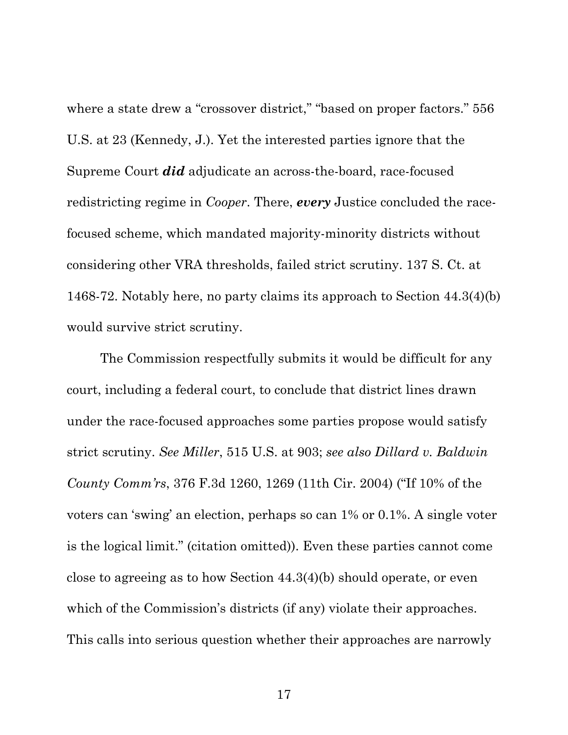where a state drew a "crossover district," "based on proper factors." 556 U.S. at 23 (Kennedy, J.). Yet the interested parties ignore that the Supreme Court ***did*** adjudicate an across-the-board, race-focused redistricting regime in *Cooper*. There, ***every*** Justice concluded the race-focused scheme, which mandated majority-minority districts without considering other VRA thresholds, failed strict scrutiny. 137 S. Ct. at 1468-72. Notably here, no party claims its approach to Section 44.3(4)(b) would survive strict scrutiny.

The Commission respectfully submits it would be difficult for any court, including a federal court, to conclude that district lines drawn under the race-focused approaches some parties propose would satisfy strict scrutiny. *See Miller*, 515 U.S. at 903; *see also Dillard v. Baldwin County Comm'rs*, 376 F.3d 1260, 1269 (11th Cir. 2004) ("If 10% of the voters can 'swing' an election, perhaps so can 1% or 0.1%. A single voter is the logical limit." (citation omitted)). Even these parties cannot come close to agreeing as to how Section 44.3(4)(b) should operate, or even which of the Commission's districts (if any) violate their approaches. This calls into serious question whether their approaches are narrowly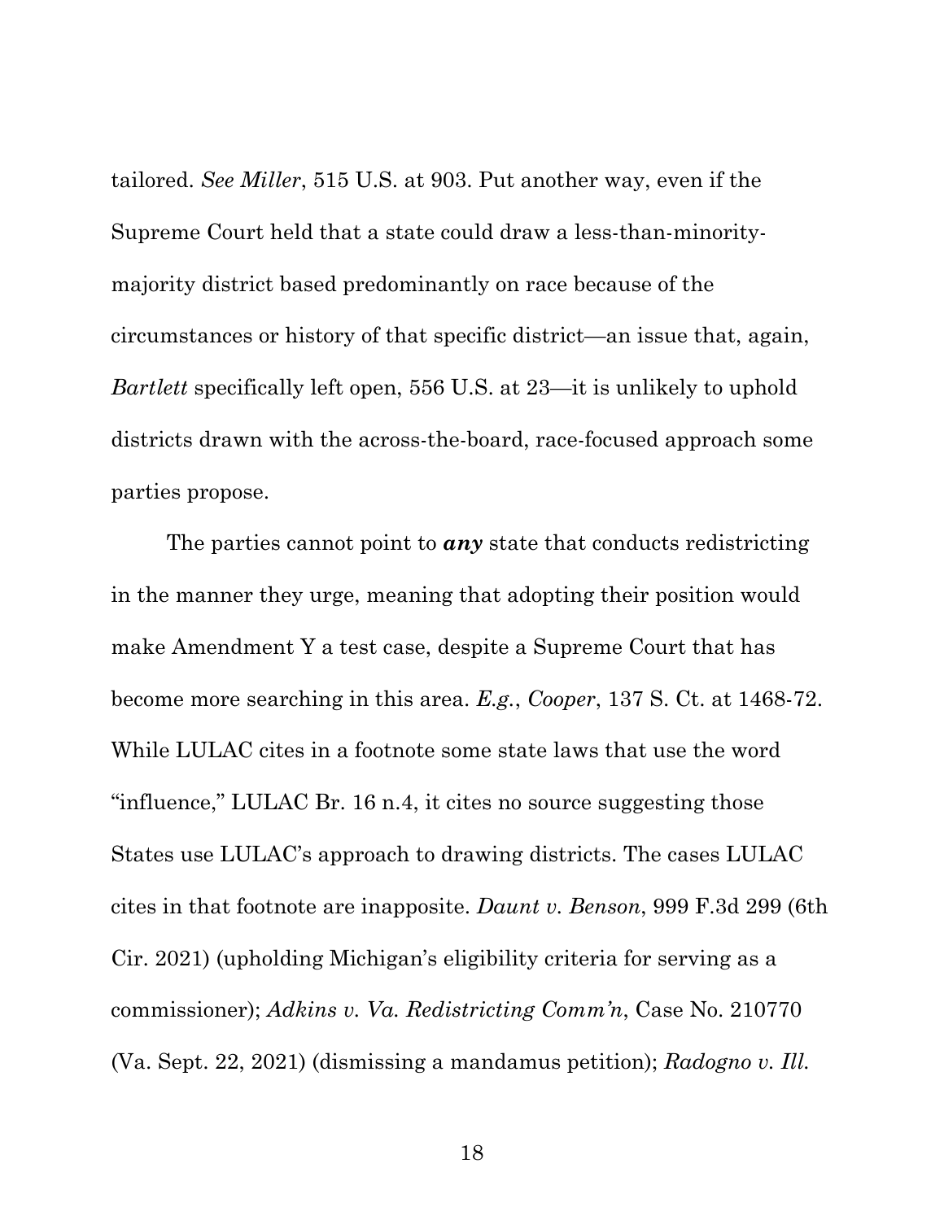tailored. *See Miller*, 515 U.S. at 903. Put another way, even if the Supreme Court held that a state could draw a less-than-minority-majority district based predominantly on race because of the circumstances or history of that specific district—an issue that, again, *Bartlett* specifically left open, 556 U.S. at 23—it is unlikely to uphold districts drawn with the across-the-board, race-focused approach some parties propose.

The parties cannot point to ***any*** state that conducts redistricting in the manner they urge, meaning that adopting their position would make Amendment Y a test case, despite a Supreme Court that has become more searching in this area. *E.g.*, *Cooper*, 137 S. Ct. at 1468-72. While LULAC cites in a footnote some state laws that use the word "influence," LULAC Br. 16 n.4, it cites no source suggesting those States use LULAC's approach to drawing districts. The cases LULAC cites in that footnote are inapposite. *Daunt v. Benson*, 999 F.3d 299 (6th Cir. 2021) (upholding Michigan's eligibility criteria for serving as a commissioner); *Adkins v. Va. Redistricting Comm'n*, Case No. 210770 (Va. Sept. 22, 2021) (dismissing a mandamus petition); *Radogno v. Ill.*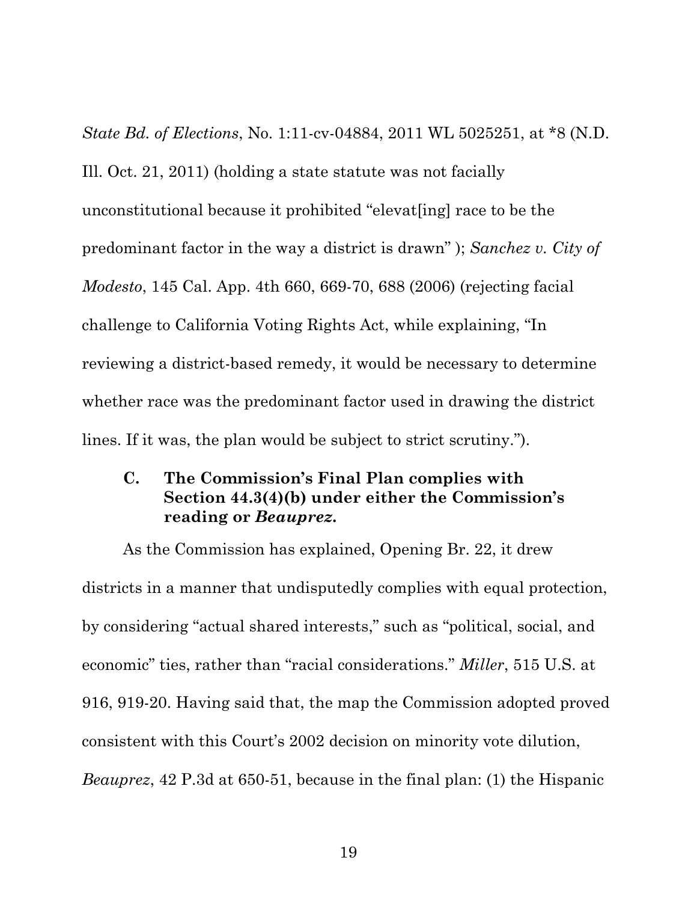*State Bd. of Elections*, No. 1:11-cv-04884, 2011 WL 5025251, at *8 (N.D. Ill. Oct. 21, 2011) (holding a state statute was not facially unconstitutional because it prohibited "elevat[ing] race to be the predominant factor in the way a district is drawn" ); *Sanchez v. City of Modesto*, 145 Cal. App. 4th 660, 669-70, 688 (2006) (rejecting facial challenge to California Voting Rights Act, while explaining, "In reviewing a district-based remedy, it would be necessary to determine whether race was the predominant factor used in drawing the district lines. If it was, the plan would be subject to strict scrutiny.").

### C. The Commission's Final Plan complies with Section 44.3(4)(b) under either the Commission's reading or *Beauprez*.

As the Commission has explained, Opening Br. 22, it drew districts in a manner that undisputedly complies with equal protection, by considering "actual shared interests," such as "political, social, and economic" ties, rather than "racial considerations." *Miller*, 515 U.S. at 916, 919-20. Having said that, the map the Commission adopted proved consistent with this Court's 2002 decision on minority vote dilution, *Beauprez*, 42 P.3d at 650-51, because in the final plan: (1) the Hispanic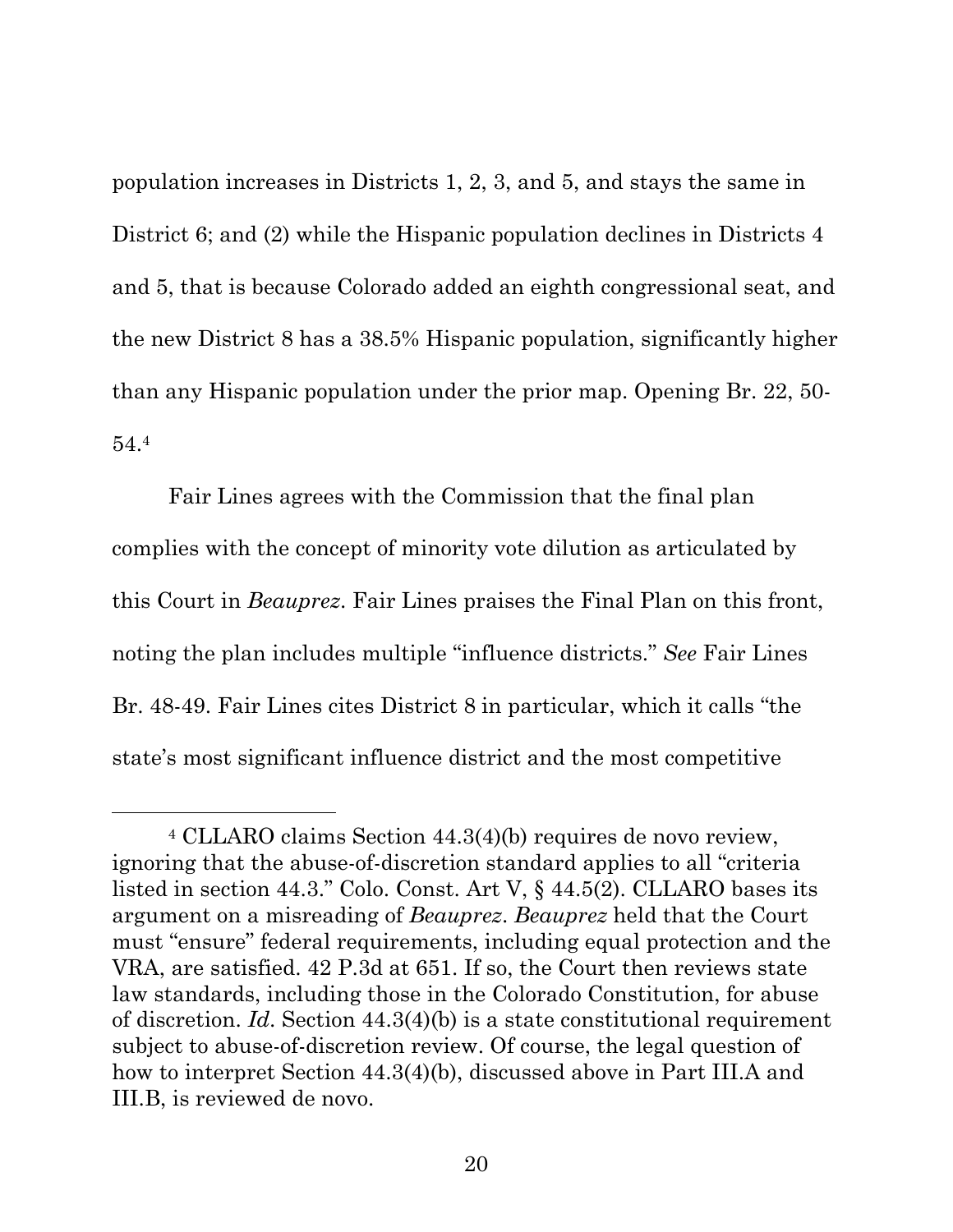population increases in Districts 1, 2, 3, and 5, and stays the same in District 6; and (2) while the Hispanic population declines in Districts 4 and 5, that is because Colorado added an eighth congressional seat, and the new District 8 has a 38.5% Hispanic population, significantly higher than any Hispanic population under the prior map. Opening Br. 22, 50-54.[4]

Fair Lines agrees with the Commission that the final plan complies with the concept of minority vote dilution as articulated by this Court in *Beauprez*. Fair Lines praises the Final Plan on this front, noting the plan includes multiple "influence districts." *See* Fair Lines Br. 48-49. Fair Lines cites District 8 in particular, which it calls "the state's most significant influence district and the most competitive

---

[4] CLLARO claims Section 44.3(4)(b) requires de novo review, ignoring that the abuse-of-discretion standard applies to all "criteria listed in section 44.3." Colo. Const. Art V, § 44.5(2). CLLARO bases its argument on a misreading of *Beauprez*. *Beauprez* held that the Court must "ensure" federal requirements, including equal protection and the VRA, are satisfied. 42 P.3d at 651. If so, the Court then reviews state law standards, including those in the Colorado Constitution, for abuse of discretion. *Id*. Section 44.3(4)(b) is a state constitutional requirement subject to abuse-of-discretion review. Of course, the legal question of how to interpret Section 44.3(4)(b), discussed above in Part III.A and III.B, is reviewed de novo.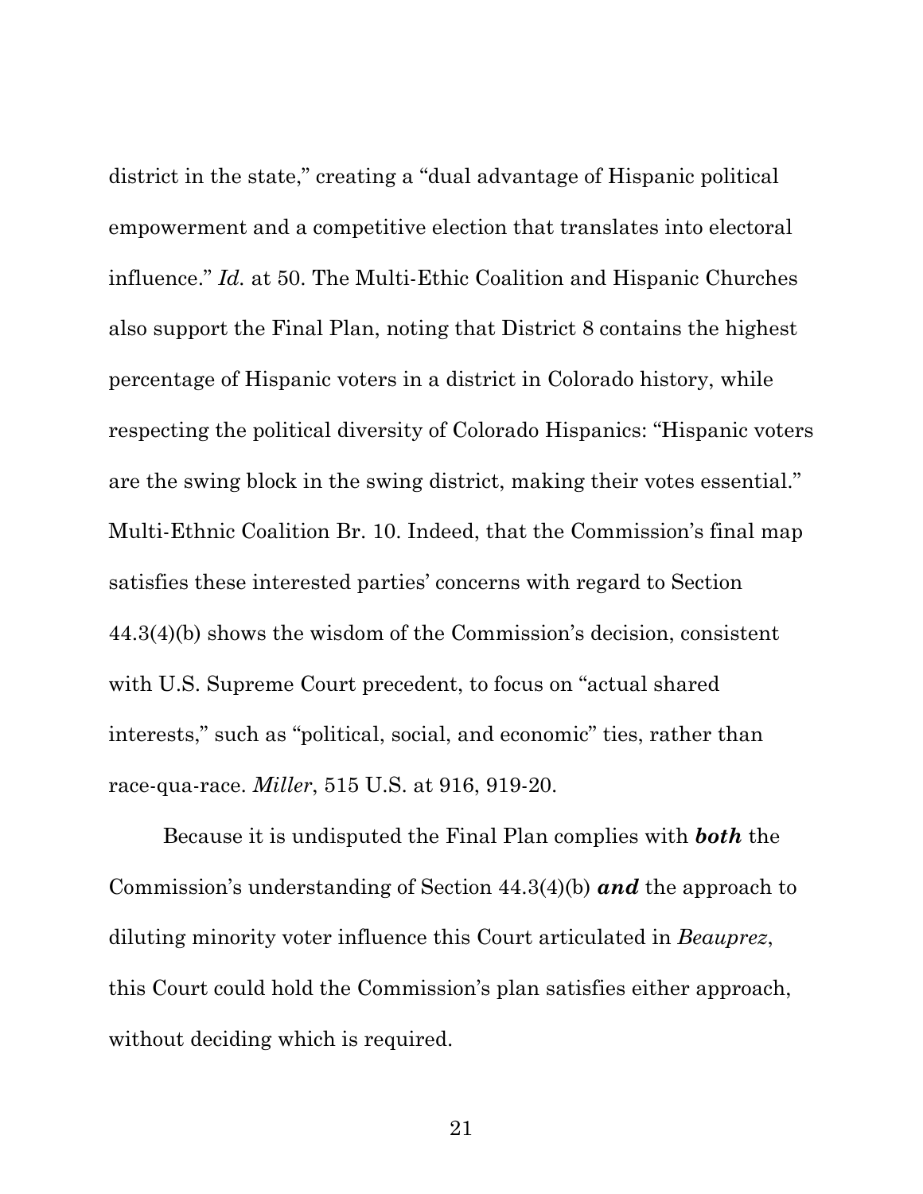district in the state," creating a "dual advantage of Hispanic political empowerment and a competitive election that translates into electoral influence." *Id.* at 50. The Multi-Ethic Coalition and Hispanic Churches also support the Final Plan, noting that District 8 contains the highest percentage of Hispanic voters in a district in Colorado history, while respecting the political diversity of Colorado Hispanics: "Hispanic voters are the swing block in the swing district, making their votes essential." Multi-Ethnic Coalition Br. 10. Indeed, that the Commission's final map satisfies these interested parties' concerns with regard to Section 44.3(4)(b) shows the wisdom of the Commission's decision, consistent with U.S. Supreme Court precedent, to focus on "actual shared interests," such as "political, social, and economic" ties, rather than race-qua-race. *Miller*, 515 U.S. at 916, 919-20.

Because it is undisputed the Final Plan complies with ***both*** the Commission's understanding of Section 44.3(4)(b) ***and*** the approach to diluting minority voter influence this Court articulated in *Beauprez*, this Court could hold the Commission's plan satisfies either approach, without deciding which is required.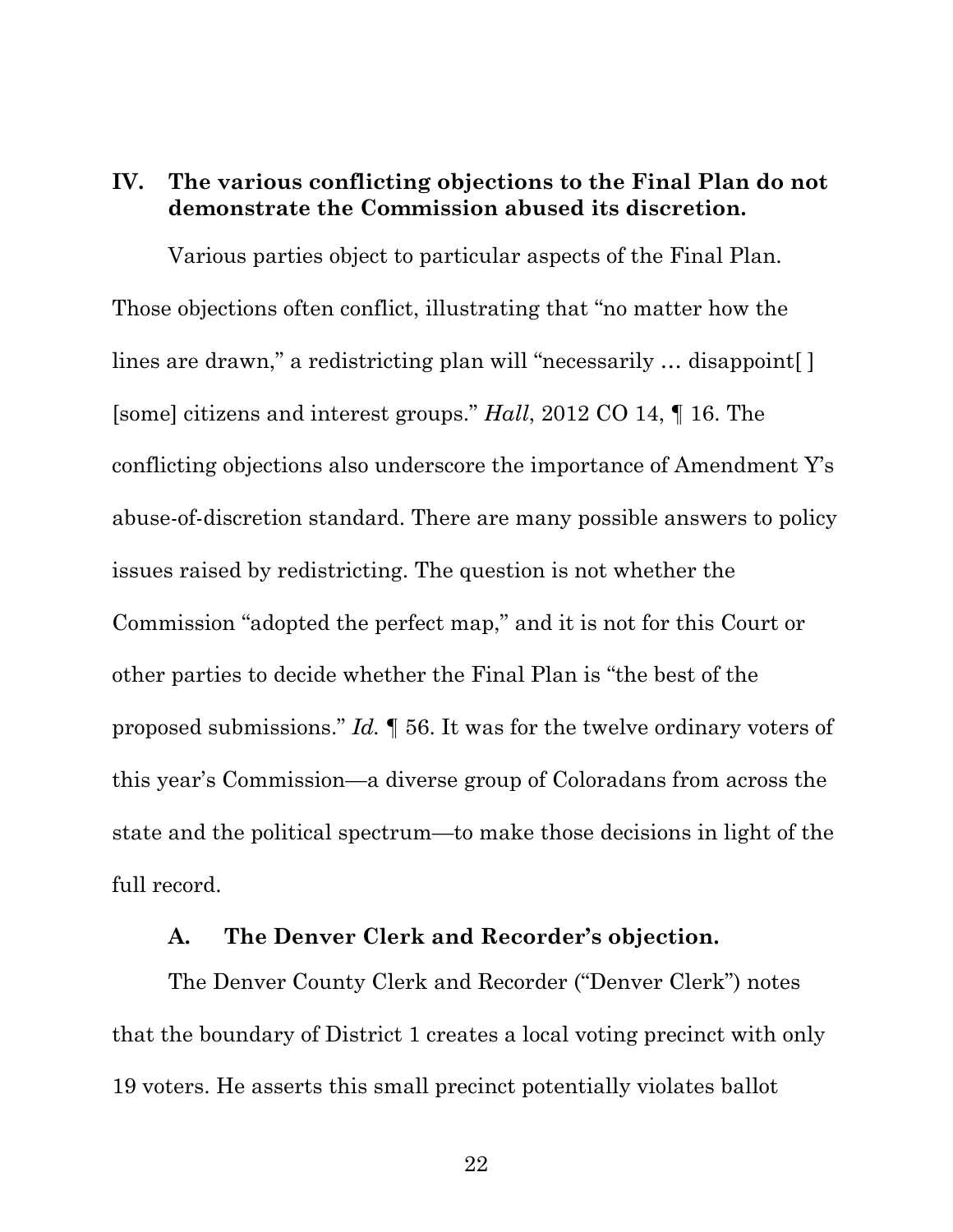## IV. The various conflicting objections to the Final Plan do not demonstrate the Commission abused its discretion.

Various parties object to particular aspects of the Final Plan. Those objections often conflict, illustrating that "no matter how the lines are drawn," a redistricting plan will "necessarily … disappoint[ ] [some] citizens and interest groups." *Hall*, 2012 CO 14, ¶ 16. The conflicting objections also underscore the importance of Amendment Y's abuse-of-discretion standard. There are many possible answers to policy issues raised by redistricting. The question is not whether the Commission "adopted the perfect map," and it is not for this Court or other parties to decide whether the Final Plan is "the best of the proposed submissions." *Id.* ¶ 56. It was for the twelve ordinary voters of this year's Commission—a diverse group of Coloradans from across the state and the political spectrum—to make those decisions in light of the full record.

### A. The Denver Clerk and Recorder's objection.

The Denver County Clerk and Recorder ("Denver Clerk") notes that the boundary of District 1 creates a local voting precinct with only 19 voters. He asserts this small precinct potentially violates ballot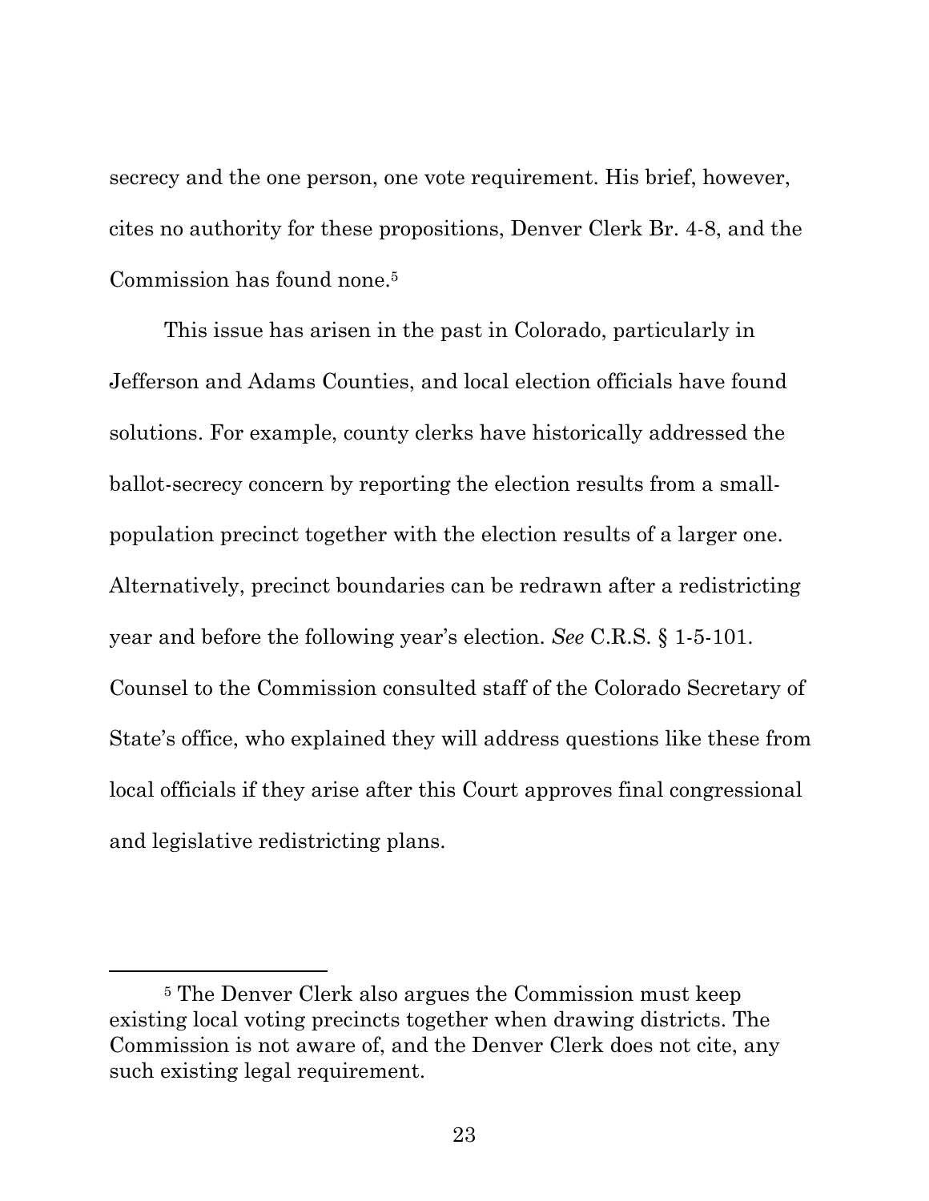secrecy and the one person, one vote requirement. His brief, however, cites no authority for these propositions, Denver Clerk Br. 4-8, and the Commission has found none.[5]

This issue has arisen in the past in Colorado, particularly in Jefferson and Adams Counties, and local election officials have found solutions. For example, county clerks have historically addressed the ballot-secrecy concern by reporting the election results from a small-population precinct together with the election results of a larger one. Alternatively, precinct boundaries can be redrawn after a redistricting year and before the following year's election. *See* C.R.S. § 1-5-101. Counsel to the Commission consulted staff of the Colorado Secretary of State's office, who explained they will address questions like these from local officials if they arise after this Court approves final congressional and legislative redistricting plans.

---

[5] The Denver Clerk also argues the Commission must keep existing local voting precincts together when drawing districts. The Commission is not aware of, and the Denver Clerk does not cite, any such existing legal requirement.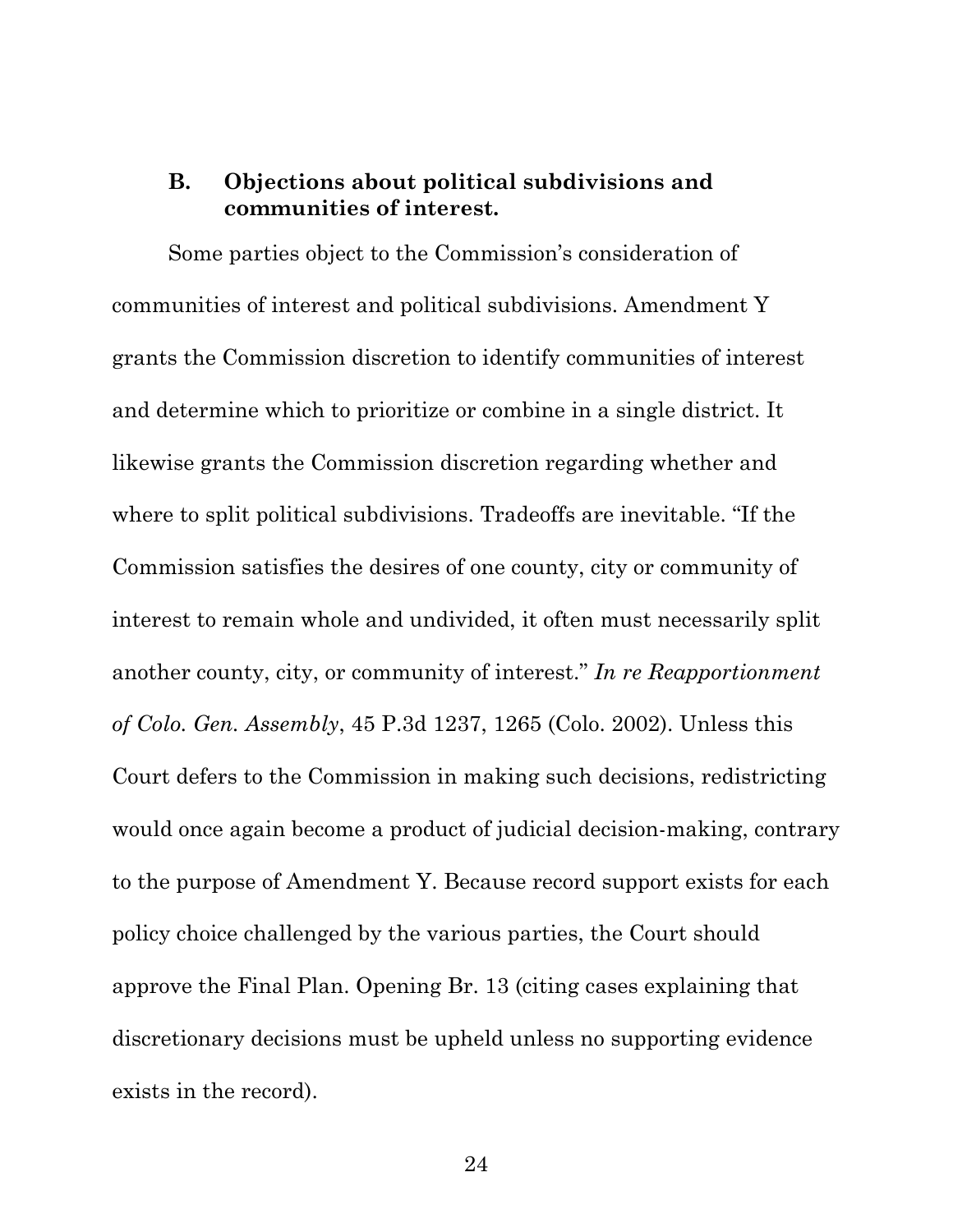### B. Objections about political subdivisions and communities of interest.

Some parties object to the Commission's consideration of communities of interest and political subdivisions. Amendment Y grants the Commission discretion to identify communities of interest and determine which to prioritize or combine in a single district. It likewise grants the Commission discretion regarding whether and where to split political subdivisions. Tradeoffs are inevitable. "If the Commission satisfies the desires of one county, city or community of interest to remain whole and undivided, it often must necessarily split another county, city, or community of interest." *In re Reapportionment of Colo. Gen. Assembly*, 45 P.3d 1237, 1265 (Colo. 2002). Unless this Court defers to the Commission in making such decisions, redistricting would once again become a product of judicial decision-making, contrary to the purpose of Amendment Y. Because record support exists for each policy choice challenged by the various parties, the Court should approve the Final Plan. Opening Br. 13 (citing cases explaining that discretionary decisions must be upheld unless no supporting evidence exists in the record).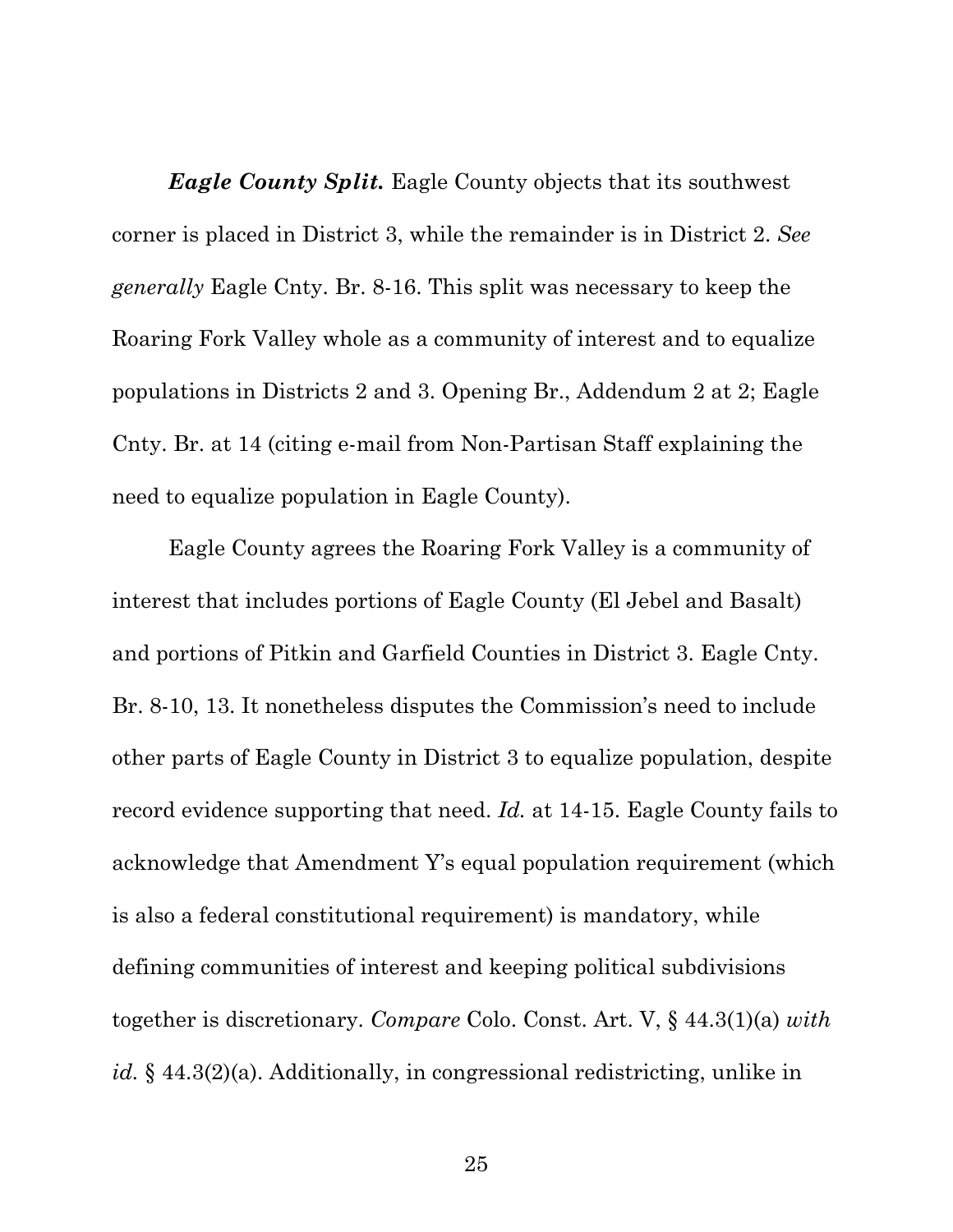***Eagle County Split.*** Eagle County objects that its southwest corner is placed in District 3, while the remainder is in District 2. *See generally* Eagle Cnty. Br. 8-16. This split was necessary to keep the Roaring Fork Valley whole as a community of interest and to equalize populations in Districts 2 and 3. Opening Br., Addendum 2 at 2; Eagle Cnty. Br. at 14 (citing e-mail from Non-Partisan Staff explaining the need to equalize population in Eagle County).

Eagle County agrees the Roaring Fork Valley is a community of interest that includes portions of Eagle County (El Jebel and Basalt) and portions of Pitkin and Garfield Counties in District 3. Eagle Cnty. Br. 8-10, 13. It nonetheless disputes the Commission's need to include other parts of Eagle County in District 3 to equalize population, despite record evidence supporting that need. *Id.* at 14-15. Eagle County fails to acknowledge that Amendment Y's equal population requirement (which is also a federal constitutional requirement) is mandatory, while defining communities of interest and keeping political subdivisions together is discretionary. *Compare* Colo. Const. Art. V, § 44.3(1)(a) *with id.* § 44.3(2)(a). Additionally, in congressional redistricting, unlike in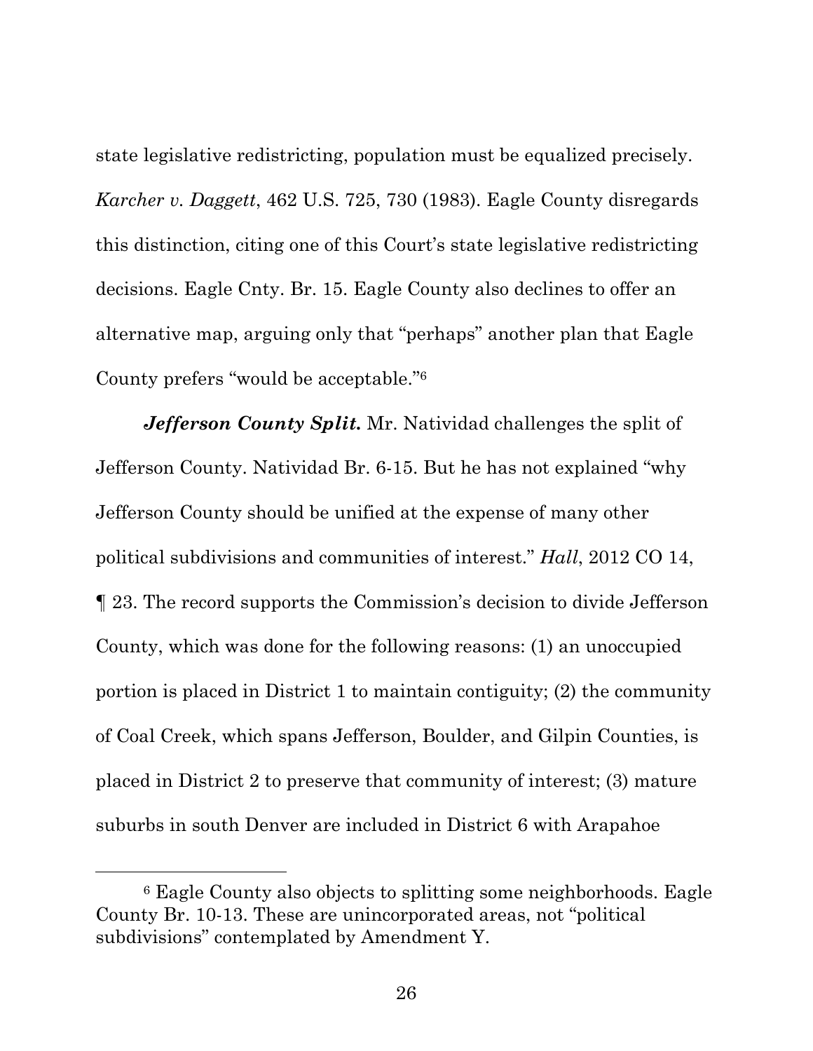state legislative redistricting, population must be equalized precisely. *Karcher v. Daggett*, 462 U.S. 725, 730 (1983). Eagle County disregards this distinction, citing one of this Court's state legislative redistricting decisions. Eagle Cnty. Br. 15. Eagle County also declines to offer an alternative map, arguing only that "perhaps" another plan that Eagle County prefers "would be acceptable."[6]

***Jefferson County Split.*** Mr. Natividad challenges the split of Jefferson County. Natividad Br. 6-15. But he has not explained "why Jefferson County should be unified at the expense of many other political subdivisions and communities of interest." *Hall*, 2012 CO 14, ¶ 23. The record supports the Commission's decision to divide Jefferson County, which was done for the following reasons: (1) an unoccupied portion is placed in District 1 to maintain contiguity; (2) the community of Coal Creek, which spans Jefferson, Boulder, and Gilpin Counties, is placed in District 2 to preserve that community of interest; (3) mature suburbs in south Denver are included in District 6 with Arapahoe

---

[6] Eagle County also objects to splitting some neighborhoods. Eagle County Br. 10-13. These are unincorporated areas, not "political subdivisions" contemplated by Amendment Y.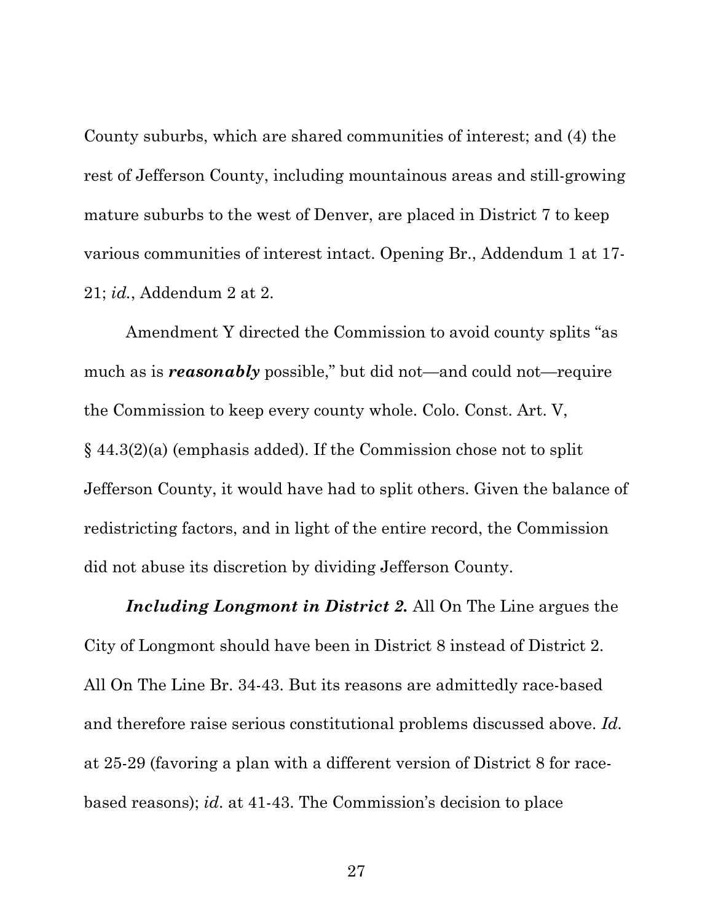County suburbs, which are shared communities of interest; and (4) the rest of Jefferson County, including mountainous areas and still-growing mature suburbs to the west of Denver, are placed in District 7 to keep various communities of interest intact. Opening Br., Addendum 1 at 17-21; *id.*, Addendum 2 at 2.

Amendment Y directed the Commission to avoid county splits "as much as is ***reasonably*** possible," but did not—and could not—require the Commission to keep every county whole. Colo. Const. Art. V, § 44.3(2)(a) (emphasis added). If the Commission chose not to split Jefferson County, it would have had to split others. Given the balance of redistricting factors, and in light of the entire record, the Commission did not abuse its discretion by dividing Jefferson County.

***Including Longmont in District 2.*** All On The Line argues the City of Longmont should have been in District 8 instead of District 2. All On The Line Br. 34-43. But its reasons are admittedly race-based and therefore raise serious constitutional problems discussed above. *Id.* at 25-29 (favoring a plan with a different version of District 8 for race-based reasons); *id.* at 41-43. The Commission's decision to place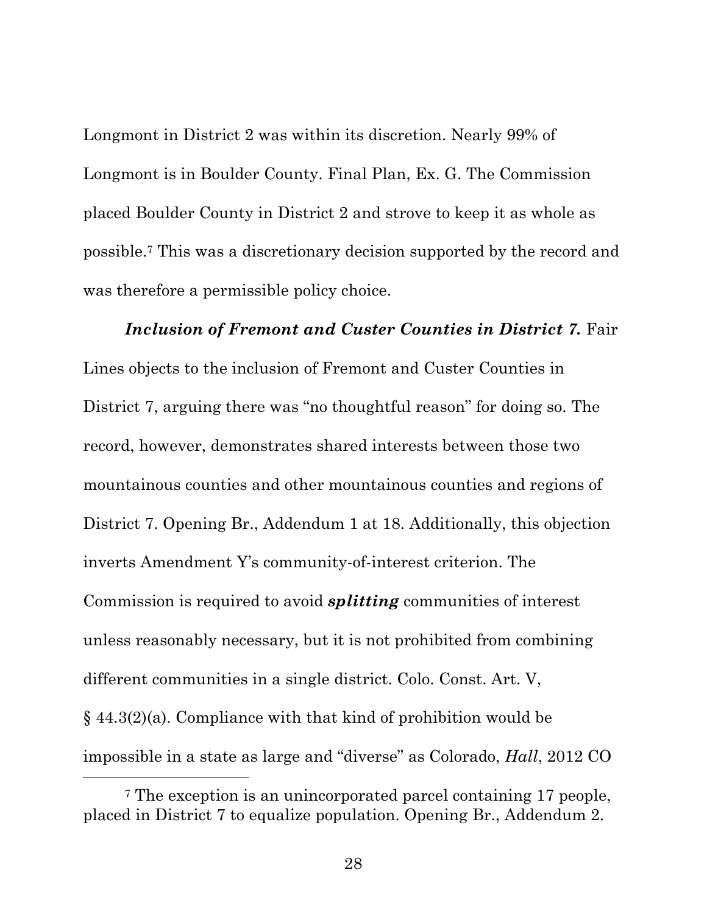Longmont in District 2 was within its discretion. Nearly 99% of Longmont is in Boulder County. Final Plan, Ex. G. The Commission placed Boulder County in District 2 and strove to keep it as whole as possible.[7] This was a discretionary decision supported by the record and was therefore a permissible policy choice.

***Inclusion of Fremont and Custer Counties in District 7.*** Fair Lines objects to the inclusion of Fremont and Custer Counties in District 7, arguing there was "no thoughtful reason" for doing so. The record, however, demonstrates shared interests between those two mountainous counties and other mountainous counties and regions of District 7. Opening Br., Addendum 1 at 18. Additionally, this objection inverts Amendment Y's community-of-interest criterion. The Commission is required to avoid ***splitting*** communities of interest unless reasonably necessary, but it is not prohibited from combining different communities in a single district. Colo. Const. Art. V, § 44.3(2)(a). Compliance with that kind of prohibition would be impossible in a state as large and "diverse" as Colorado, *Hall*, 2012 CO

---

[7] The exception is an unincorporated parcel containing 17 people, placed in District 7 to equalize population. Opening Br., Addendum 2.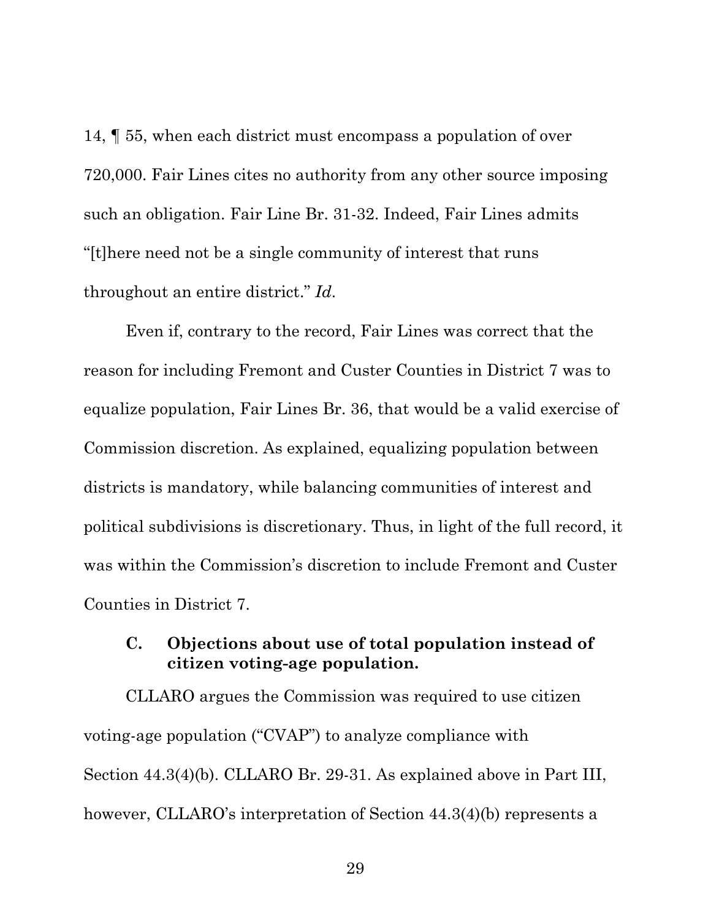14, ¶ 55, when each district must encompass a population of over 720,000. Fair Lines cites no authority from any other source imposing such an obligation. Fair Line Br. 31-32. Indeed, Fair Lines admits "[t]here need not be a single community of interest that runs throughout an entire district." *Id.*

Even if, contrary to the record, Fair Lines was correct that the reason for including Fremont and Custer Counties in District 7 was to equalize population, Fair Lines Br. 36, that would be a valid exercise of Commission discretion. As explained, equalizing population between districts is mandatory, while balancing communities of interest and political subdivisions is discretionary. Thus, in light of the full record, it was within the Commission's discretion to include Fremont and Custer Counties in District 7.

### C. Objections about use of total population instead of citizen voting-age population.

CLLARO argues the Commission was required to use citizen voting-age population ("CVAP") to analyze compliance with Section 44.3(4)(b). CLLARO Br. 29-31. As explained above in Part III, however, CLLARO's interpretation of Section 44.3(4)(b) represents a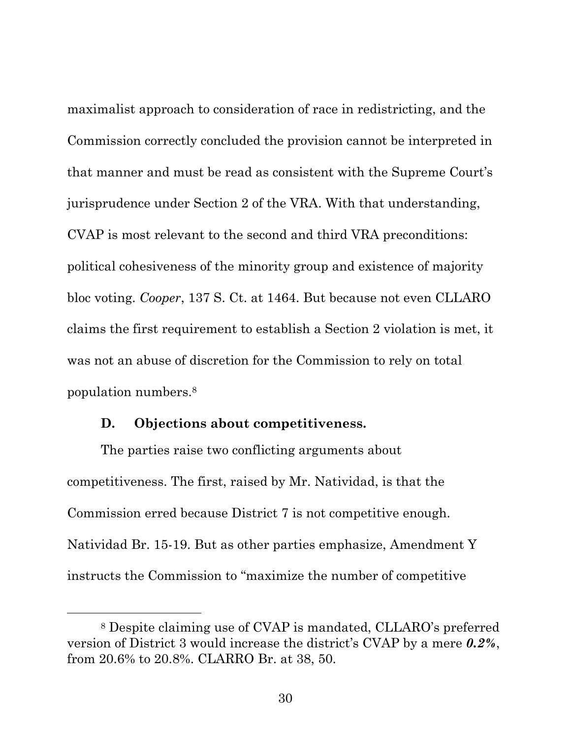maximalist approach to consideration of race in redistricting, and the Commission correctly concluded the provision cannot be interpreted in that manner and must be read as consistent with the Supreme Court's jurisprudence under Section 2 of the VRA. With that understanding, CVAP is most relevant to the second and third VRA preconditions: political cohesiveness of the minority group and existence of majority bloc voting. *Cooper*, 137 S. Ct. at 1464. But because not even CLLARO claims the first requirement to establish a Section 2 violation is met, it was not an abuse of discretion for the Commission to rely on total population numbers.[8]

### D. Objections about competitiveness.

The parties raise two conflicting arguments about competitiveness. The first, raised by Mr. Natividad, is that the Commission erred because District 7 is not competitive enough. Natividad Br. 15-19. But as other parties emphasize, Amendment Y instructs the Commission to "maximize the number of competitive

---

[8] Despite claiming use of CVAP is mandated, CLLARO's preferred version of District 3 would increase the district's CVAP by a mere ***0.2%***, from 20.6% to 20.8%. CLARRO Br. at 38, 50.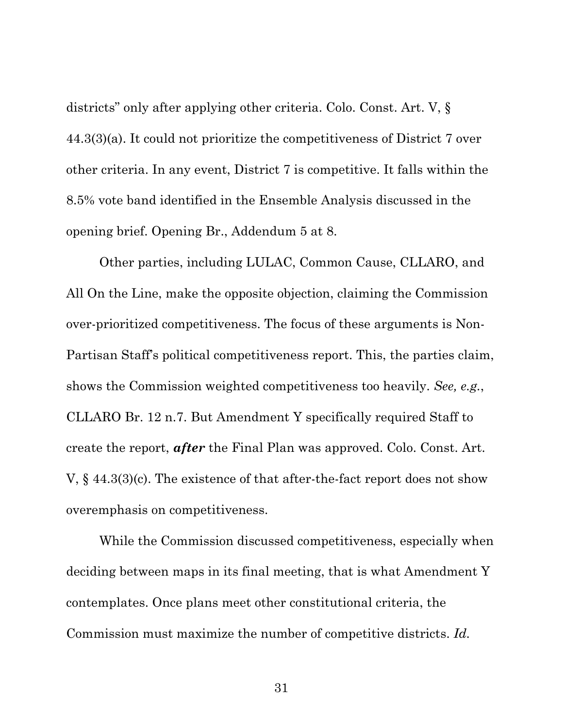districts" only after applying other criteria. Colo. Const. Art. V, § 44.3(3)(a). It could not prioritize the competitiveness of District 7 over other criteria. In any event, District 7 is competitive. It falls within the 8.5% vote band identified in the Ensemble Analysis discussed in the opening brief. Opening Br., Addendum 5 at 8.

Other parties, including LULAC, Common Cause, CLLARO, and All On the Line, make the opposite objection, claiming the Commission over-prioritized competitiveness. The focus of these arguments is Non-Partisan Staff's political competitiveness report. This, the parties claim, shows the Commission weighted competitiveness too heavily. *See, e.g.*, CLLARO Br. 12 n.7. But Amendment Y specifically required Staff to create the report, ***after*** the Final Plan was approved. Colo. Const. Art. V, § 44.3(3)(c). The existence of that after-the-fact report does not show overemphasis on competitiveness.

While the Commission discussed competitiveness, especially when deciding between maps in its final meeting, that is what Amendment Y contemplates. Once plans meet other constitutional criteria, the Commission must maximize the number of competitive districts. *Id.*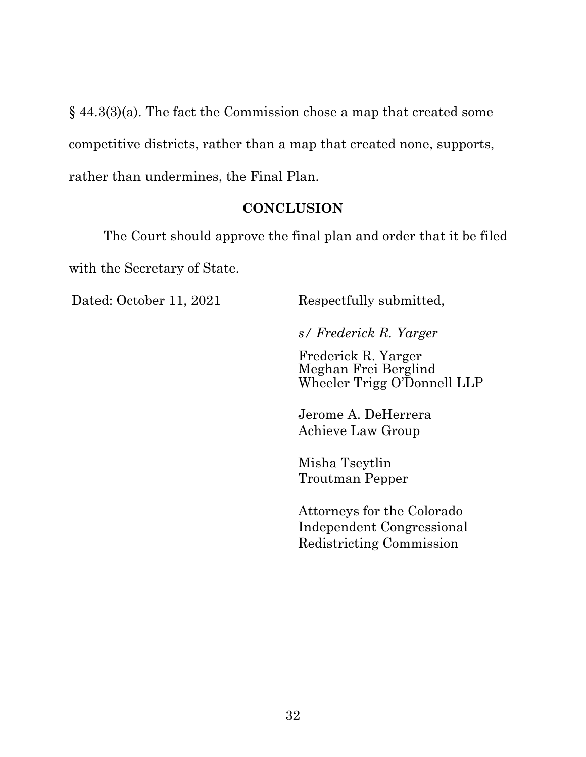§ 44.3(3)(a). The fact the Commission chose a map that created some competitive districts, rather than a map that created none, supports, rather than undermines, the Final Plan.

## CONCLUSION

The Court should approve the final plan and order that it be filed with the Secretary of State.

Dated: October 11, 2021

Respectfully submitted,

*s/ Frederick R. Yarger*

Frederick R. Yarger
Meghan Frei Berglind
Wheeler Trigg O'Donnell LLP

Jerome A. DeHerrera
Achieve Law Group

Misha Tseytlin
Troutman Pepper

Attorneys for the Colorado Independent Congressional Redistricting Commission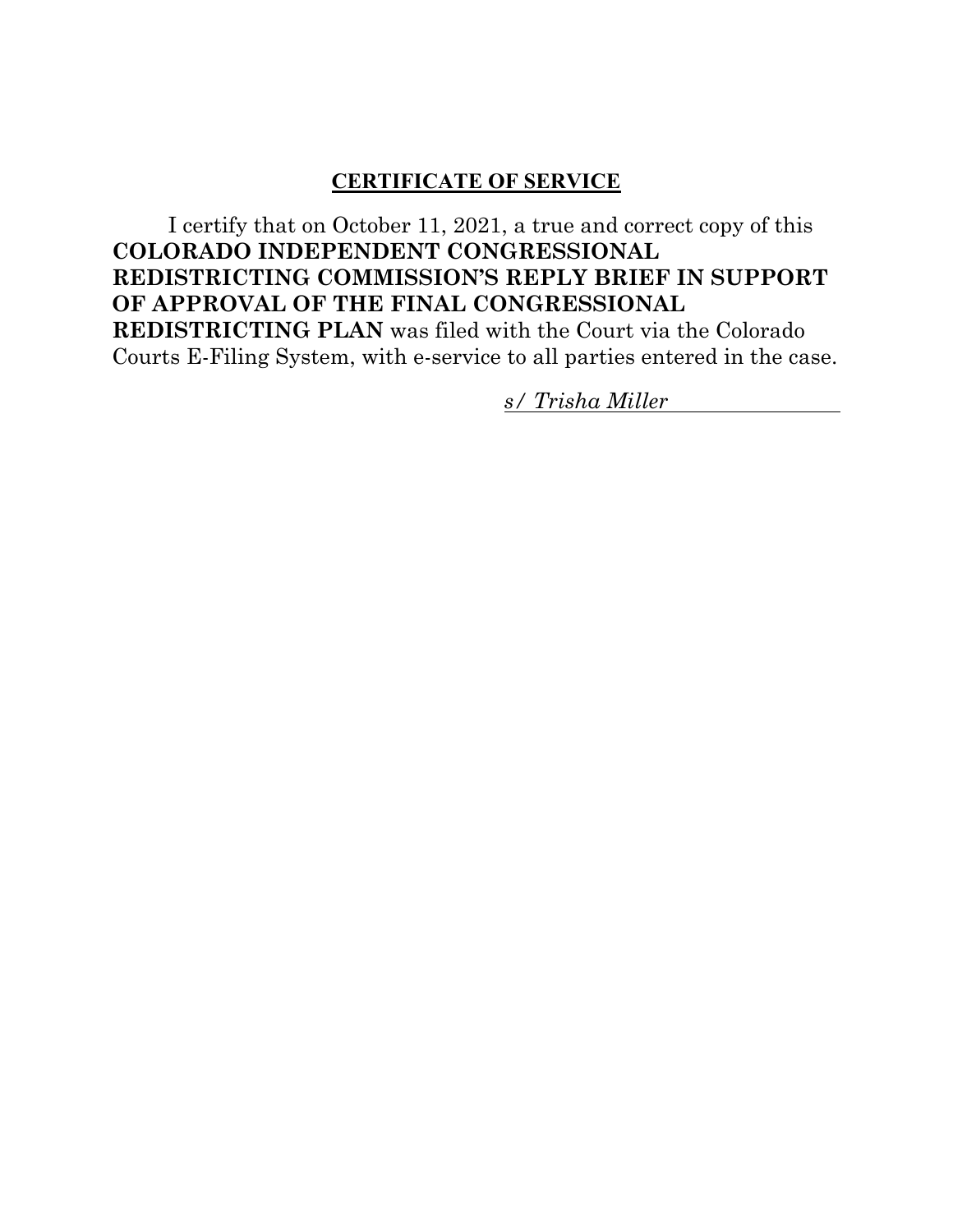## CERTIFICATE OF SERVICE

I certify that on October 11, 2021, a true and correct copy of this **COLORADO INDEPENDENT CONGRESSIONAL REDISTRICTING COMMISSION'S REPLY BRIEF IN SUPPORT OF APPROVAL OF THE FINAL CONGRESSIONAL REDISTRICTING PLAN** was filed with the Court via the Colorado Courts E-Filing System, with e-service to all parties entered in the case.

*s/ Trisha Miller*